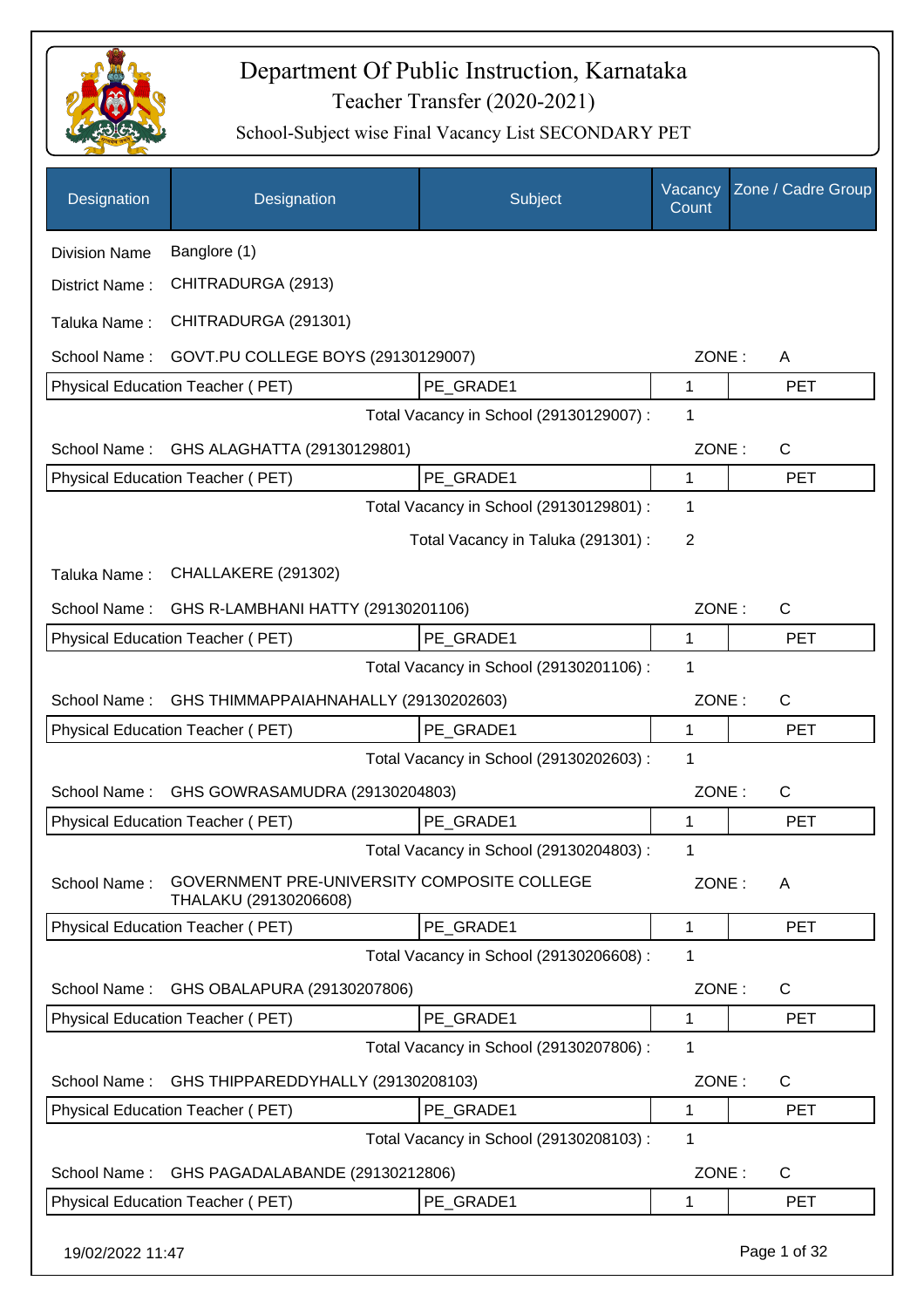# Department Of Public Instruction, Karnataka

## Teacher Transfer (2020-2021)

### School-Subject wise Final Vacancy List SECONDARY PET

| Designation | Designation | Subject | Vacancy Count | Zone / Cadre Group |
|---|---|---|---|---|
| Division Name | Banglore (1) | | | |
| District Name : | CHITRADURGA (2913) | | | |
| Taluka Name : | CHITRADURGA (291301) | | | |
| School Name : | GOVT.PU COLLEGE BOYS (29130129007) | | ZONE : | A |
| Physical Education Teacher ( PET) | | PE_GRADE1 | 1 | PET |
| | | Total Vacancy in School (29130129007) : | 1 | |
| School Name : | GHS ALAGHATTA (29130129801) | | ZONE : | C |
| Physical Education Teacher ( PET) | | PE_GRADE1 | 1 | PET |
| | | Total Vacancy in School (29130129801) : | 1 | |
| | | Total Vacancy in Taluka (291301) : | 2 | |
| Taluka Name : | CHALLAKERE (291302) | | | |
| School Name : | GHS R-LAMBHANI HATTY (29130201106) | | ZONE : | C |
| Physical Education Teacher ( PET) | | PE_GRADE1 | 1 | PET |
| | | Total Vacancy in School (29130201106) : | 1 | |
| School Name : | GHS THIMMAPPAIAHNAHALLY (29130202603) | | ZONE : | C |
| Physical Education Teacher ( PET) | | PE_GRADE1 | 1 | PET |
| | | Total Vacancy in School (29130202603) : | 1 | |
| School Name : | GHS GOWRASAMUDRA (29130204803) | | ZONE : | C |
| Physical Education Teacher ( PET) | | PE_GRADE1 | 1 | PET |
| | | Total Vacancy in School (29130204803) : | 1 | |
| School Name : | GOVERNMENT PRE-UNIVERSITY COMPOSITE COLLEGE THALAKU (29130206608) | | ZONE : | A |
| Physical Education Teacher ( PET) | | PE_GRADE1 | 1 | PET |
| | | Total Vacancy in School (29130206608) : | 1 | |
| School Name : | GHS OBALAPURA (29130207806) | | ZONE : | C |
| Physical Education Teacher ( PET) | | PE_GRADE1 | 1 | PET |
| | | Total Vacancy in School (29130207806) : | 1 | |
| School Name : | GHS THIPPAREDDYHALLY (29130208103) | | ZONE : | C |
| Physical Education Teacher ( PET) | | PE_GRADE1 | 1 | PET |
| | | Total Vacancy in School (29130208103) : | 1 | |
| School Name : | GHS PAGADALABANDE (29130212806) | | ZONE : | C |
| Physical Education Teacher ( PET) | | PE_GRADE1 | 1 | PET |

19/02/2022 11:47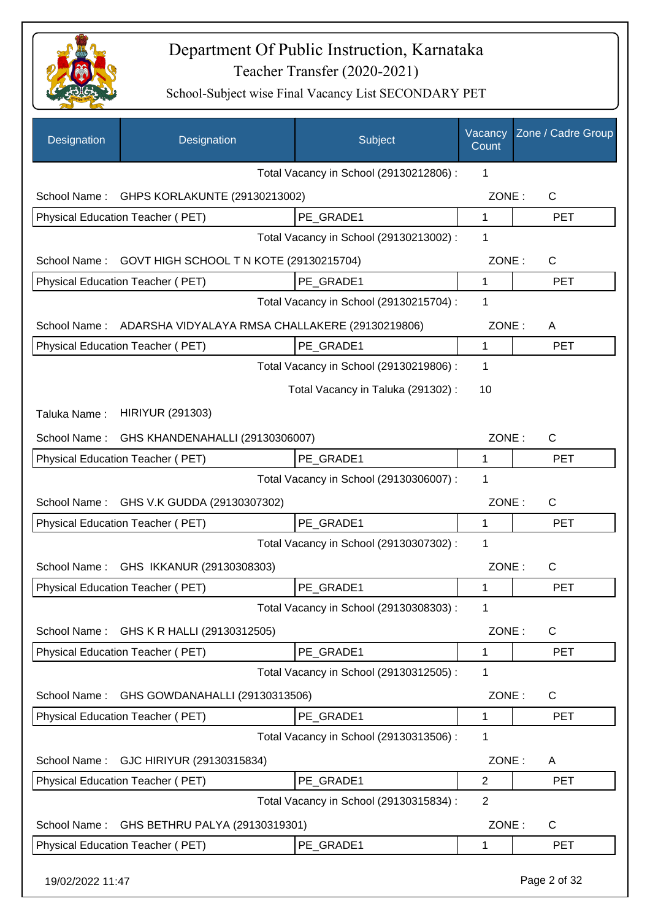# Department Of Public Instruction, Karnataka

## Teacher Transfer (2020-2021)

### School-Subject wise Final Vacancy List SECONDARY PET

| Designation | Designation | Subject | Vacancy Count | Zone / Cadre Group |
|---|---|---|---|---|
| | | Total Vacancy in School (29130212806) : | 1 | |
| School Name : | GHPS KORLAKUNTE (29130213002) | | ZONE : | C |
| Physical Education Teacher ( PET) | | PE_GRADE1 | 1 | PET |
| | | Total Vacancy in School (29130213002) : | 1 | |
| School Name : | GOVT HIGH SCHOOL T N KOTE (29130215704) | | ZONE : | C |
| Physical Education Teacher ( PET) | | PE_GRADE1 | 1 | PET |
| | | Total Vacancy in School (29130215704) : | 1 | |
| School Name : | ADARSHA VIDYALAYA RMSA CHALLAKERE (29130219806) | | ZONE : | A |
| Physical Education Teacher ( PET) | | PE_GRADE1 | 1 | PET |
| | | Total Vacancy in School (29130219806) : | 1 | |
| | | Total Vacancy in Taluka (291302) : | 10 | |
| Taluka Name : | HIRIYUR (291303) | | | |
| School Name : | GHS KHANDENAHALLI (29130306007) | | ZONE : | C |
| Physical Education Teacher ( PET) | | PE_GRADE1 | 1 | PET |
| | | Total Vacancy in School (29130306007) : | 1 | |
| School Name : | GHS V.K GUDDA (29130307302) | | ZONE : | C |
| Physical Education Teacher ( PET) | | PE_GRADE1 | 1 | PET |
| | | Total Vacancy in School (29130307302) : | 1 | |
| School Name : | GHS IKKANUR (29130308303) | | ZONE : | C |
| Physical Education Teacher ( PET) | | PE_GRADE1 | 1 | PET |
| | | Total Vacancy in School (29130308303) : | 1 | |
| School Name : | GHS K R HALLI (29130312505) | | ZONE : | C |
| Physical Education Teacher ( PET) | | PE_GRADE1 | 1 | PET |
| | | Total Vacancy in School (29130312505) : | 1 | |
| School Name : | GHS GOWDANAHALLI (29130313506) | | ZONE : | C |
| Physical Education Teacher ( PET) | | PE_GRADE1 | 1 | PET |
| | | Total Vacancy in School (29130313506) : | 1 | |
| School Name : | GJC HIRIYUR (29130315834) | | ZONE : | A |
| Physical Education Teacher ( PET) | | PE_GRADE1 | 2 | PET |
| | | Total Vacancy in School (29130315834) : | 2 | |
| School Name : | GHS BETHRU PALYA (29130319301) | | ZONE : | C |
| Physical Education Teacher ( PET) | | PE_GRADE1 | 1 | PET |

19/02/2022 11:47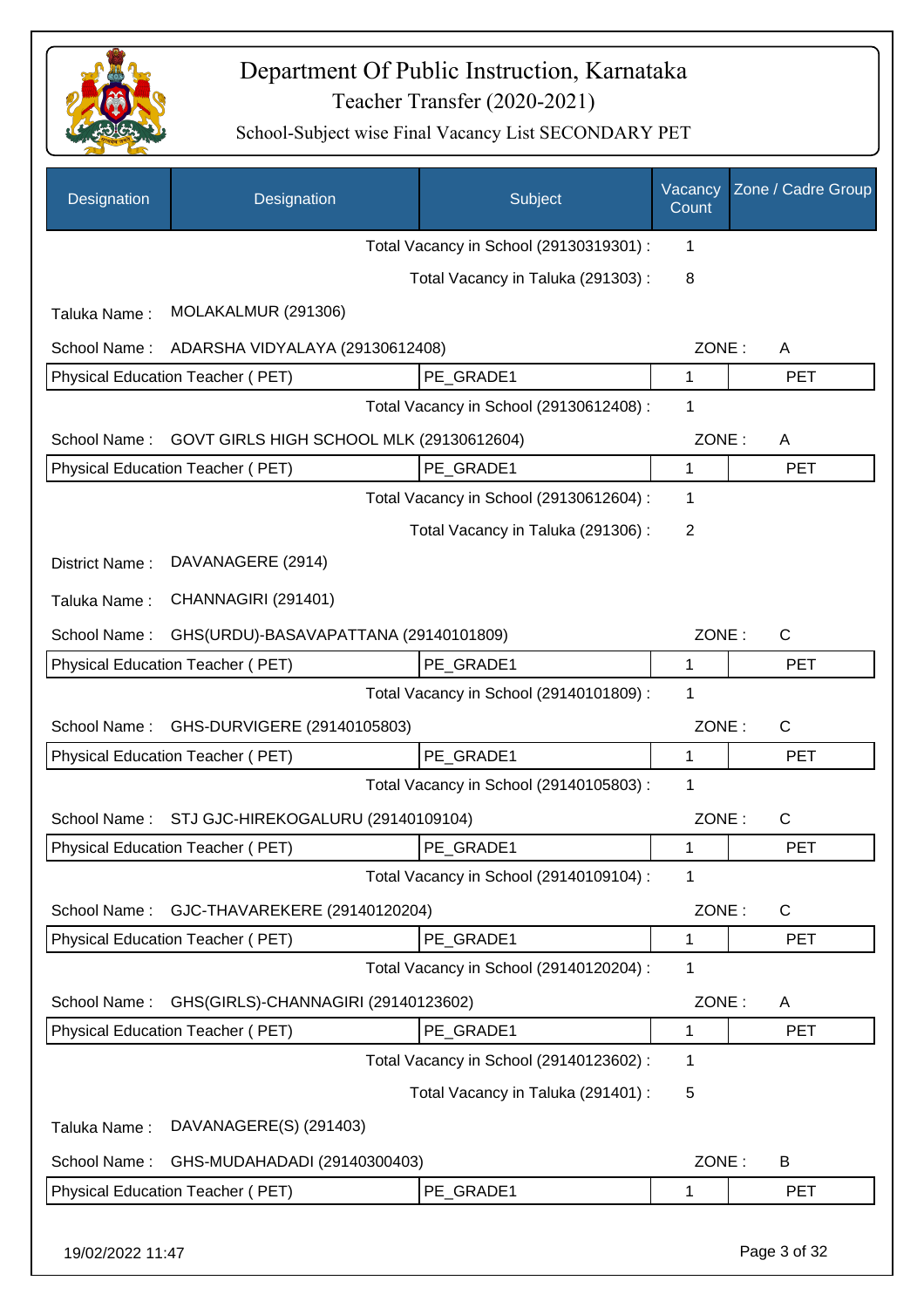# Department Of Public Instruction, Karnataka

## Teacher Transfer (2020-2021)

### School-Subject wise Final Vacancy List SECONDARY PET

| Designation | Designation | Subject | Vacancy Count | Zone / Cadre Group |
|---|---|---|---|---|
| | | Total Vacancy in School (29130319301) : | 1 | |
| | | Total Vacancy in Taluka (291303) : | 8 | |
| Taluka Name : | MOLAKALMUR (291306) | | | |
| School Name : | ADARSHA VIDYALAYA (29130612408) | | ZONE : | A |
| Physical Education Teacher ( PET) | | PE_GRADE1 | 1 | PET |
| | | Total Vacancy in School (29130612408) : | 1 | |
| School Name : | GOVT GIRLS HIGH SCHOOL MLK (29130612604) | | ZONE : | A |
| Physical Education Teacher ( PET) | | PE_GRADE1 | 1 | PET |
| | | Total Vacancy in School (29130612604) : | 1 | |
| | | Total Vacancy in Taluka (291306) : | 2 | |
| District Name : | DAVANAGERE (2914) | | | |
| Taluka Name : | CHANNAGIRI (291401) | | | |
| School Name : | GHS(URDU)-BASAVAPATTANA (29140101809) | | ZONE : | C |
| Physical Education Teacher ( PET) | | PE_GRADE1 | 1 | PET |
| | | Total Vacancy in School (29140101809) : | 1 | |
| School Name : | GHS-DURVIGERE (29140105803) | | ZONE : | C |
| Physical Education Teacher ( PET) | | PE_GRADE1 | 1 | PET |
| | | Total Vacancy in School (29140105803) : | 1 | |
| School Name : | STJ GJC-HIREKOGALURU (29140109104) | | ZONE : | C |
| Physical Education Teacher ( PET) | | PE_GRADE1 | 1 | PET |
| | | Total Vacancy in School (29140109104) : | 1 | |
| School Name : | GJC-THAVAREKERE (29140120204) | | ZONE : | C |
| Physical Education Teacher ( PET) | | PE_GRADE1 | 1 | PET |
| | | Total Vacancy in School (29140120204) : | 1 | |
| School Name : | GHS(GIRLS)-CHANNAGIRI (29140123602) | | ZONE : | A |
| Physical Education Teacher ( PET) | | PE_GRADE1 | 1 | PET |
| | | Total Vacancy in School (29140123602) : | 1 | |
| | | Total Vacancy in Taluka (291401) : | 5 | |
| Taluka Name : | DAVANAGERE(S) (291403) | | | |
| School Name : | GHS-MUDAHADADI (29140300403) | | ZONE : | B |
| Physical Education Teacher ( PET) | | PE_GRADE1 | 1 | PET |

19/02/2022 11:47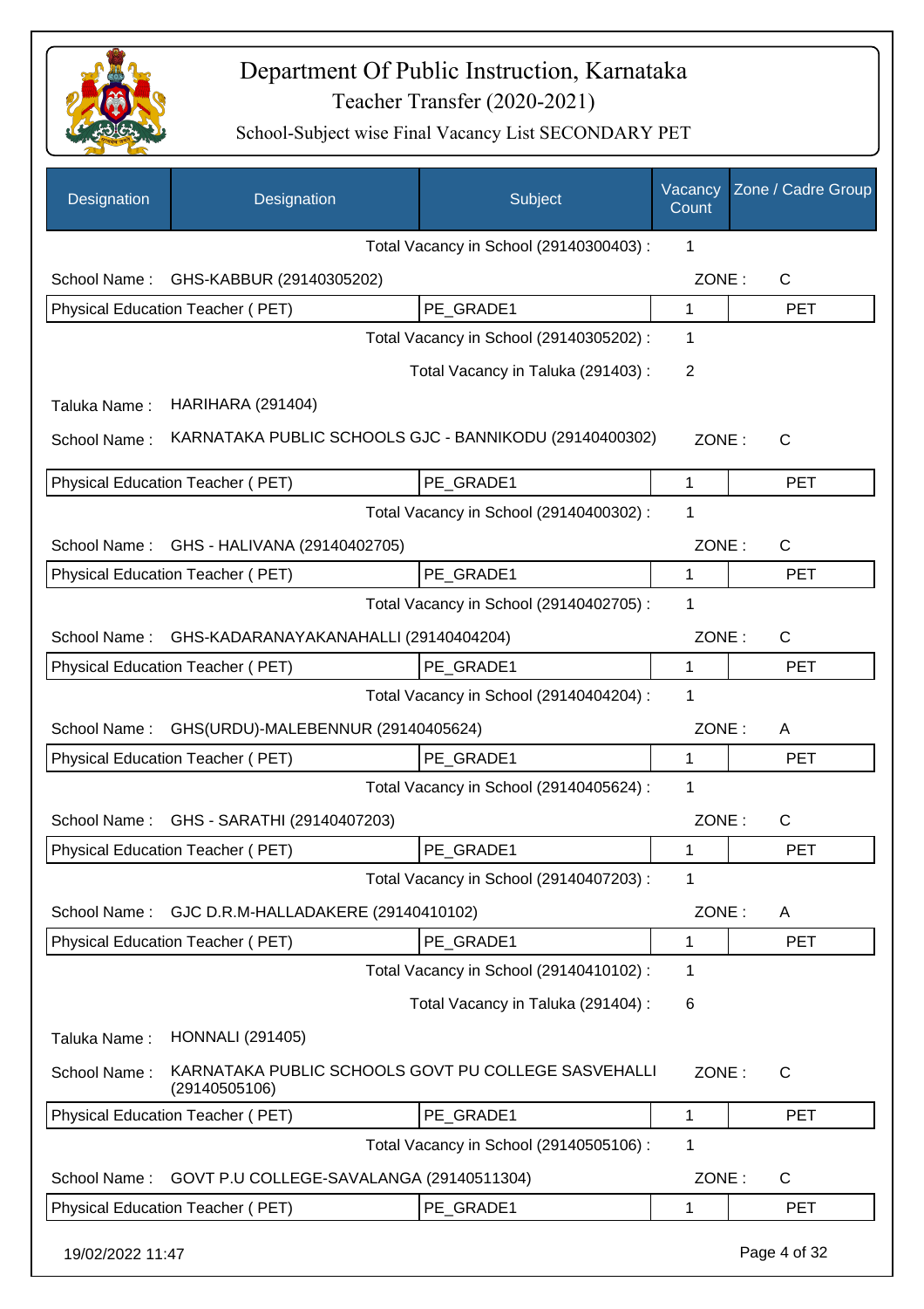# Department Of Public Instruction, Karnataka

## Teacher Transfer (2020-2021)

### School-Subject wise Final Vacancy List SECONDARY PET

| Designation | Designation | Subject | Vacancy Count | Zone / Cadre Group |
|---|---|---|---|---|
| | | Total Vacancy in School (29140300403) : | 1 | |
| School Name : | GHS-KABBUR (29140305202) | | ZONE : | C |
| Physical Education Teacher ( PET) | | PE_GRADE1 | 1 | PET |
| | | Total Vacancy in School (29140305202) : | 1 | |
| | | Total Vacancy in Taluka (291403) : | 2 | |
| Taluka Name : | HARIHARA (291404) | | | |
| School Name : | KARNATAKA PUBLIC SCHOOLS GJC - BANNIKODU (29140400302) | | ZONE : | C |
| Physical Education Teacher ( PET) | | PE_GRADE1 | 1 | PET |
| | | Total Vacancy in School (29140400302) : | 1 | |
| School Name : | GHS - HALIVANA (29140402705) | | ZONE : | C |
| Physical Education Teacher ( PET) | | PE_GRADE1 | 1 | PET |
| | | Total Vacancy in School (29140402705) : | 1 | |
| School Name : | GHS-KADARANAYAKANAHALLI (29140404204) | | ZONE : | C |
| Physical Education Teacher ( PET) | | PE_GRADE1 | 1 | PET |
| | | Total Vacancy in School (29140404204) : | 1 | |
| School Name : | GHS(URDU)-MALEBENNUR (29140405624) | | ZONE : | A |
| Physical Education Teacher ( PET) | | PE_GRADE1 | 1 | PET |
| | | Total Vacancy in School (29140405624) : | 1 | |
| School Name : | GHS - SARATHI (29140407203) | | ZONE : | C |
| Physical Education Teacher ( PET) | | PE_GRADE1 | 1 | PET |
| | | Total Vacancy in School (29140407203) : | 1 | |
| School Name : | GJC D.R.M-HALLADAKERE (29140410102) | | ZONE : | A |
| Physical Education Teacher ( PET) | | PE_GRADE1 | 1 | PET |
| | | Total Vacancy in School (29140410102) : | 1 | |
| | | Total Vacancy in Taluka (291404) : | 6 | |
| Taluka Name : | HONNALI (291405) | | | |
| School Name : | KARNATAKA PUBLIC SCHOOLS GOVT PU COLLEGE SASVEHALLI (29140505106) | | ZONE : | C |
| Physical Education Teacher ( PET) | | PE_GRADE1 | 1 | PET |
| | | Total Vacancy in School (29140505106) : | 1 | |
| School Name : | GOVT P.U COLLEGE-SAVALANGA (29140511304) | | ZONE : | C |
| Physical Education Teacher ( PET) | | PE_GRADE1 | 1 | PET |

19/02/2022 11:47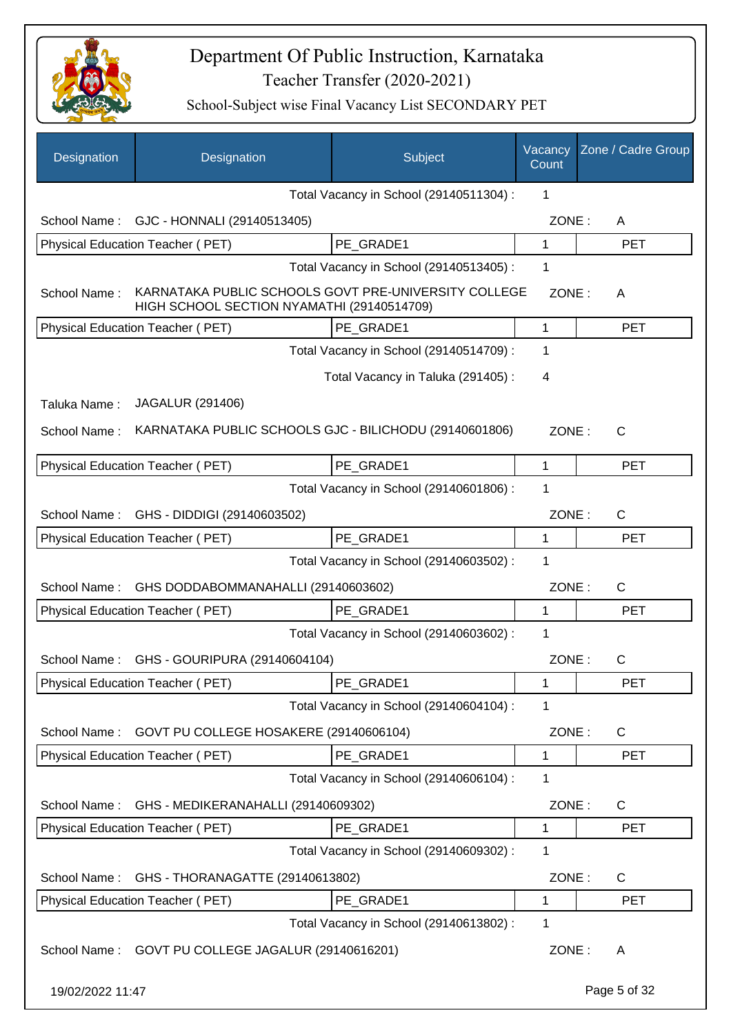# Department Of Public Instruction, Karnataka

## Teacher Transfer (2020-2021)

### School-Subject wise Final Vacancy List SECONDARY PET

| Designation | Designation | Subject | Vacancy Count | Zone / Cadre Group |
|---|---|---|---|---|
| | | Total Vacancy in School (29140511304) : | 1 | |
| School Name : | GJC - HONNALI (29140513405) | | ZONE : | A |
| Physical Education Teacher ( PET) | | PE_GRADE1 | 1 | PET |
| | | Total Vacancy in School (29140513405) : | 1 | |
| School Name : | KARNATAKA PUBLIC SCHOOLS GOVT PRE-UNIVERSITY COLLEGE HIGH SCHOOL SECTION NYAMATHI (29140514709) | | ZONE : | A |
| Physical Education Teacher ( PET) | | PE_GRADE1 | 1 | PET |
| | | Total Vacancy in School (29140514709) : | 1 | |
| | | Total Vacancy in Taluka (291405) : | 4 | |
| Taluka Name : | JAGALUR (291406) | | | |
| School Name : | KARNATAKA PUBLIC SCHOOLS GJC - BILICHODU (29140601806) | | ZONE : | C |
| Physical Education Teacher ( PET) | | PE_GRADE1 | 1 | PET |
| | | Total Vacancy in School (29140601806) : | 1 | |
| School Name : | GHS - DIDDIGI (29140603502) | | ZONE : | C |
| Physical Education Teacher ( PET) | | PE_GRADE1 | 1 | PET |
| | | Total Vacancy in School (29140603502) : | 1 | |
| School Name : | GHS DODDABOMMANAHALLI (29140603602) | | ZONE : | C |
| Physical Education Teacher ( PET) | | PE_GRADE1 | 1 | PET |
| | | Total Vacancy in School (29140603602) : | 1 | |
| School Name : | GHS - GOURIPURA (29140604104) | | ZONE : | C |
| Physical Education Teacher ( PET) | | PE_GRADE1 | 1 | PET |
| | | Total Vacancy in School (29140604104) : | 1 | |
| School Name : | GOVT PU COLLEGE HOSAKERE (29140606104) | | ZONE : | C |
| Physical Education Teacher ( PET) | | PE_GRADE1 | 1 | PET |
| | | Total Vacancy in School (29140606104) : | 1 | |
| School Name : | GHS - MEDIKERANAHALLI (29140609302) | | ZONE : | C |
| Physical Education Teacher ( PET) | | PE_GRADE1 | 1 | PET |
| | | Total Vacancy in School (29140609302) : | 1 | |
| School Name : | GHS - THORANAGATTE (29140613802) | | ZONE : | C |
| Physical Education Teacher ( PET) | | PE_GRADE1 | 1 | PET |
| | | Total Vacancy in School (29140613802) : | 1 | |
| School Name : | GOVT PU COLLEGE JAGALUR (29140616201) | | ZONE : | A |

19/02/2022 11:47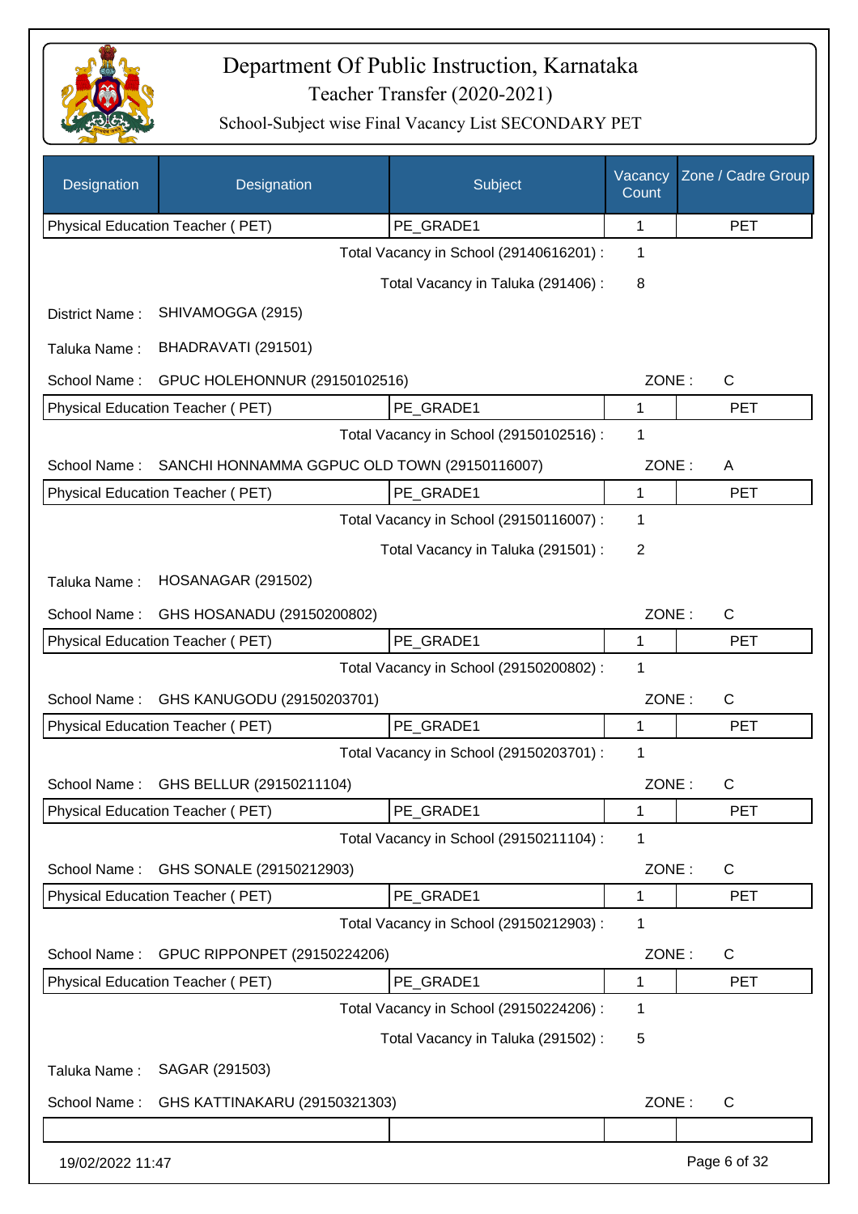# Department Of Public Instruction, Karnataka

## Teacher Transfer (2020-2021)

### School-Subject wise Final Vacancy List SECONDARY PET

| Designation | Designation | Subject | Vacancy Count | Zone / Cadre Group |
|---|---|---|---|---|
| Physical Education Teacher ( PET) | | PE_GRADE1 | 1 | PET |

Total Vacancy in School (29140616201) : 1

Total Vacancy in Taluka (291406) : 8

District Name : SHIVAMOGGA (2915)

Taluka Name : BHADRAVATI (291501)

School Name : GPUC HOLEHONNUR (29150102516) ZONE : C

| Designation | Designation | Subject | Vacancy Count | Zone / Cadre Group |
|---|---|---|---|---|
| Physical Education Teacher ( PET) | | PE_GRADE1 | 1 | PET |

Total Vacancy in School (29150102516) : 1

School Name : SANCHI HONNAMMA GGPUC OLD TOWN (29150116007) ZONE : A

| Designation | Designation | Subject | Vacancy Count | Zone / Cadre Group |
|---|---|---|---|---|
| Physical Education Teacher ( PET) | | PE_GRADE1 | 1 | PET |

Total Vacancy in School (29150116007) : 1

Total Vacancy in Taluka (291501) : 2

Taluka Name : HOSANAGAR (291502)

School Name : GHS HOSANADU (29150200802) ZONE : C

| Designation | Designation | Subject | Vacancy Count | Zone / Cadre Group |
|---|---|---|---|---|
| Physical Education Teacher ( PET) | | PE_GRADE1 | 1 | PET |

Total Vacancy in School (29150200802) : 1

School Name : GHS KANUGODU (29150203701) ZONE : C

| Designation | Designation | Subject | Vacancy Count | Zone / Cadre Group |
|---|---|---|---|---|
| Physical Education Teacher ( PET) | | PE_GRADE1 | 1 | PET |

Total Vacancy in School (29150203701) : 1

School Name : GHS BELLUR (29150211104) ZONE : C

| Designation | Designation | Subject | Vacancy Count | Zone / Cadre Group |
|---|---|---|---|---|
| Physical Education Teacher ( PET) | | PE_GRADE1 | 1 | PET |

Total Vacancy in School (29150211104) : 1

School Name : GHS SONALE (29150212903) ZONE : C

| Designation | Designation | Subject | Vacancy Count | Zone / Cadre Group |
|---|---|---|---|---|
| Physical Education Teacher ( PET) | | PE_GRADE1 | 1 | PET |

Total Vacancy in School (29150212903) : 1

School Name : GPUC RIPPONPET (29150224206) ZONE : C

| Designation | Designation | Subject | Vacancy Count | Zone / Cadre Group |
|---|---|---|---|---|
| Physical Education Teacher ( PET) | | PE_GRADE1 | 1 | PET |

Total Vacancy in School (29150224206) : 1

Total Vacancy in Taluka (291502) : 5

Taluka Name : SAGAR (291503)

School Name : GHS KATTINAKARU (29150321303) ZONE : C

19/02/2022 11:47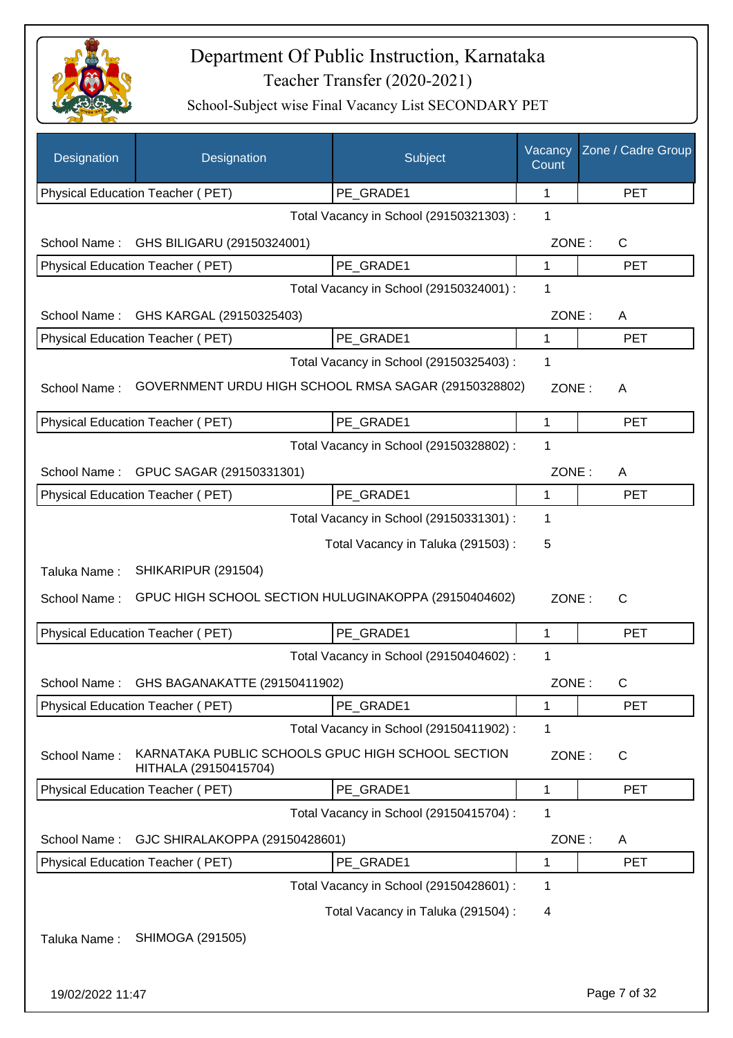# Department Of Public Instruction, Karnataka

Teacher Transfer (2020-2021)

School-Subject wise Final Vacancy List SECONDARY PET

| Designation | Designation | Subject | Vacancy Count | Zone / Cadre Group |
|---|---|---|---|---|
| Physical Education Teacher ( PET) | | PE_GRADE1 | 1 | PET |

Total Vacancy in School (29150321303) : 1

School Name : GHS BILIGARU (29150324001) ZONE : C

| Physical Education Teacher ( PET) | PE_GRADE1 | 1 | PET |
|---|---|---|---|

Total Vacancy in School (29150324001) : 1

School Name : GHS KARGAL (29150325403) ZONE : A

| Physical Education Teacher ( PET) | PE_GRADE1 | 1 | PET |
|---|---|---|---|

Total Vacancy in School (29150325403) : 1

School Name : GOVERNMENT URDU HIGH SCHOOL RMSA SAGAR (29150328802) ZONE : A

| Physical Education Teacher ( PET) | PE_GRADE1 | 1 | PET |
|---|---|---|---|

Total Vacancy in School (29150328802) : 1

School Name : GPUC SAGAR (29150331301) ZONE : A

| Physical Education Teacher ( PET) | PE_GRADE1 | 1 | PET |
|---|---|---|---|

Total Vacancy in School (29150331301) : 1

Total Vacancy in Taluka (291503) : 5

Taluka Name : SHIKARIPUR (291504)

School Name : GPUC HIGH SCHOOL SECTION HULUGINAKOPPA (29150404602) ZONE : C

| Physical Education Teacher ( PET) | PE_GRADE1 | 1 | PET |
|---|---|---|---|

Total Vacancy in School (29150404602) : 1

School Name : GHS BAGANAKATTE (29150411902) ZONE : C

| Physical Education Teacher ( PET) | PE_GRADE1 | 1 | PET |
|---|---|---|---|

Total Vacancy in School (29150411902) : 1

School Name : KARNATAKA PUBLIC SCHOOLS GPUC HIGH SCHOOL SECTION HITHALA (29150415704) ZONE : C

| Physical Education Teacher ( PET) | PE_GRADE1 | 1 | PET |
|---|---|---|---|

Total Vacancy in School (29150415704) : 1

School Name : GJC SHIRALAKOPPA (29150428601) ZONE : A

| Physical Education Teacher ( PET) | PE_GRADE1 | 1 | PET |
|---|---|---|---|

Total Vacancy in School (29150428601) : 1

Total Vacancy in Taluka (291504) : 4

Taluka Name : SHIMOGA (291505)

19/02/2022 11:47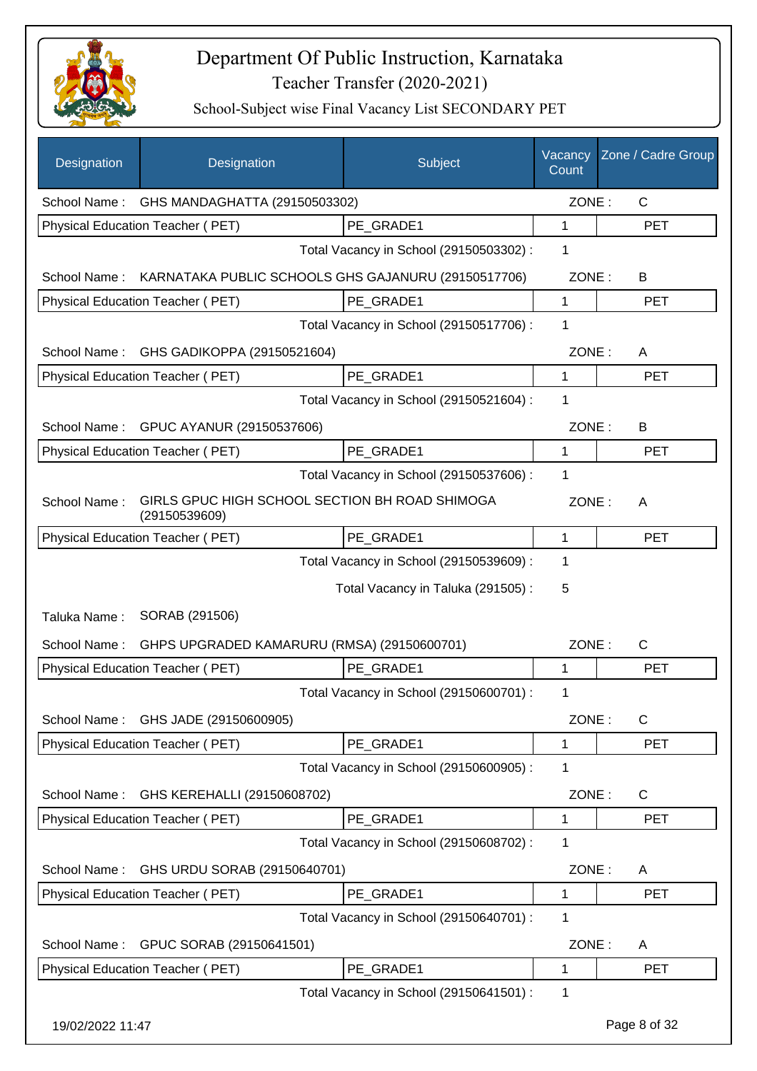# Department Of Public Instruction, Karnataka

## Teacher Transfer (2020-2021)

### School-Subject wise Final Vacancy List SECONDARY PET

| Designation | Designation | Subject | Vacancy Count | Zone / Cadre Group |
|---|---|---|---|---|
| School Name : | GHS MANDAGHATTA (29150503302) | | ZONE : | C |
| Physical Education Teacher ( PET) | | PE_GRADE1 | 1 | PET |
| | | Total Vacancy in School (29150503302) : | 1 | |
| School Name : | KARNATAKA PUBLIC SCHOOLS GHS GAJANURU (29150517706) | | ZONE : | B |
| Physical Education Teacher ( PET) | | PE_GRADE1 | 1 | PET |
| | | Total Vacancy in School (29150517706) : | 1 | |
| School Name : | GHS GADIKOPPA (29150521604) | | ZONE : | A |
| Physical Education Teacher ( PET) | | PE_GRADE1 | 1 | PET |
| | | Total Vacancy in School (29150521604) : | 1 | |
| School Name : | GPUC AYANUR (29150537606) | | ZONE : | B |
| Physical Education Teacher ( PET) | | PE_GRADE1 | 1 | PET |
| | | Total Vacancy in School (29150537606) : | 1 | |
| School Name : | GIRLS GPUC HIGH SCHOOL SECTION BH ROAD SHIMOGA (29150539609) | | ZONE : | A |
| Physical Education Teacher ( PET) | | PE_GRADE1 | 1 | PET |
| | | Total Vacancy in School (29150539609) : | 1 | |
| | | Total Vacancy in Taluka (291505) : | 5 | |
| Taluka Name : | SORAB (291506) | | | |
| School Name : | GHPS UPGRADED KAMARURU (RMSA) (29150600701) | | ZONE : | C |
| Physical Education Teacher ( PET) | | PE_GRADE1 | 1 | PET |
| | | Total Vacancy in School (29150600701) : | 1 | |
| School Name : | GHS JADE (29150600905) | | ZONE : | C |
| Physical Education Teacher ( PET) | | PE_GRADE1 | 1 | PET |
| | | Total Vacancy in School (29150600905) : | 1 | |
| School Name : | GHS KEREHALLI (29150608702) | | ZONE : | C |
| Physical Education Teacher ( PET) | | PE_GRADE1 | 1 | PET |
| | | Total Vacancy in School (29150608702) : | 1 | |
| School Name : | GHS URDU SORAB (29150640701) | | ZONE : | A |
| Physical Education Teacher ( PET) | | PE_GRADE1 | 1 | PET |
| | | Total Vacancy in School (29150640701) : | 1 | |
| School Name : | GPUC SORAB (29150641501) | | ZONE : | A |
| Physical Education Teacher ( PET) | | PE_GRADE1 | 1 | PET |
| | | Total Vacancy in School (29150641501) : | 1 | |

19/02/2022 11:47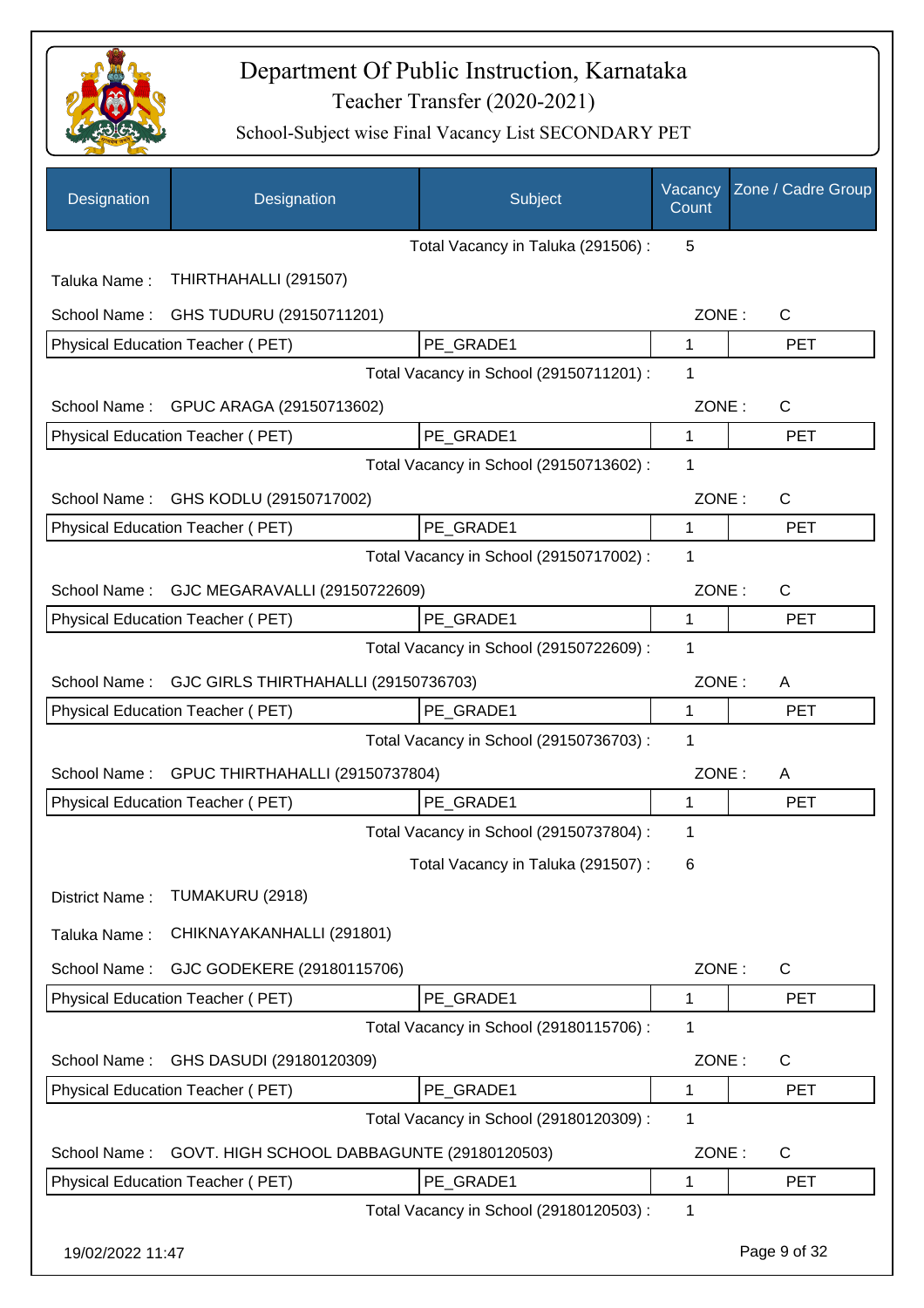# Department Of Public Instruction, Karnataka

## Teacher Transfer (2020-2021)

### School-Subject wise Final Vacancy List SECONDARY PET

| Designation | Designation | Subject | Vacancy Count | Zone / Cadre Group |
|---|---|---|---|---|
| | | Total Vacancy in Taluka (291506) : | 5 | |
| Taluka Name : | THIRTHAHALLI (291507) | | | |
| School Name : | GHS TUDURU (29150711201) | | ZONE : | C |
| Physical Education Teacher ( PET) | | PE_GRADE1 | 1 | PET |
| | | Total Vacancy in School (29150711201) : | 1 | |
| School Name : | GPUC ARAGA (29150713602) | | ZONE : | C |
| Physical Education Teacher ( PET) | | PE_GRADE1 | 1 | PET |
| | | Total Vacancy in School (29150713602) : | 1 | |
| School Name : | GHS KODLU (29150717002) | | ZONE : | C |
| Physical Education Teacher ( PET) | | PE_GRADE1 | 1 | PET |
| | | Total Vacancy in School (29150717002) : | 1 | |
| School Name : | GJC MEGARAVALLI (29150722609) | | ZONE : | C |
| Physical Education Teacher ( PET) | | PE_GRADE1 | 1 | PET |
| | | Total Vacancy in School (29150722609) : | 1 | |
| School Name : | GJC GIRLS THIRTHAHALLI (29150736703) | | ZONE : | A |
| Physical Education Teacher ( PET) | | PE_GRADE1 | 1 | PET |
| | | Total Vacancy in School (29150736703) : | 1 | |
| School Name : | GPUC THIRTHAHALLI (29150737804) | | ZONE : | A |
| Physical Education Teacher ( PET) | | PE_GRADE1 | 1 | PET |
| | | Total Vacancy in School (29150737804) : | 1 | |
| | | Total Vacancy in Taluka (291507) : | 6 | |
| District Name : | TUMAKURU (2918) | | | |
| Taluka Name : | CHIKNAYAKANHALLI (291801) | | | |
| School Name : | GJC GODEKERE (29180115706) | | ZONE : | C |
| Physical Education Teacher ( PET) | | PE_GRADE1 | 1 | PET |
| | | Total Vacancy in School (29180115706) : | 1 | |
| School Name : | GHS DASUDI (29180120309) | | ZONE : | C |
| Physical Education Teacher ( PET) | | PE_GRADE1 | 1 | PET |
| | | Total Vacancy in School (29180120309) : | 1 | |
| School Name : | GOVT. HIGH SCHOOL DABBAGUNTE (29180120503) | | ZONE : | C |
| Physical Education Teacher ( PET) | | PE_GRADE1 | 1 | PET |
| | | Total Vacancy in School (29180120503) : | 1 | |

19/02/2022 11:47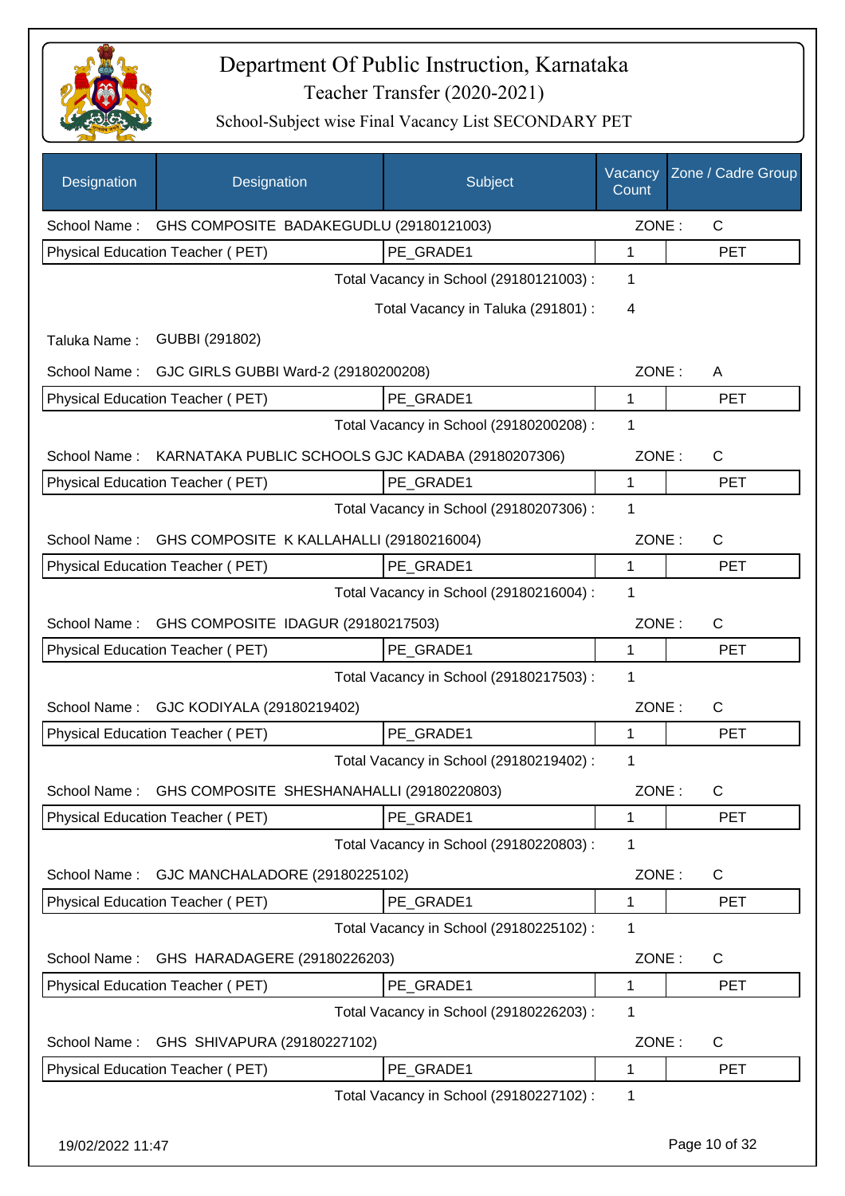# Department Of Public Instruction, Karnataka

## Teacher Transfer (2020-2021)

### School-Subject wise Final Vacancy List SECONDARY PET

| Designation | Designation | Subject | Vacancy Count | Zone / Cadre Group |
|---|---|---|---|---|
| School Name : | GHS COMPOSITE BADAKEGUDLU (29180121003) | | ZONE : | C |
| Physical Education Teacher ( PET) | | PE_GRADE1 | 1 | PET |
| | | Total Vacancy in School (29180121003) : | 1 | |
| | | Total Vacancy in Taluka (291801) : | 4 | |
| Taluka Name : | GUBBI (291802) | | | |
| School Name : | GJC GIRLS GUBBI Ward-2 (29180200208) | | ZONE : | A |
| Physical Education Teacher ( PET) | | PE_GRADE1 | 1 | PET |
| | | Total Vacancy in School (29180200208) : | 1 | |
| School Name : | KARNATAKA PUBLIC SCHOOLS GJC KADABA (29180207306) | | ZONE : | C |
| Physical Education Teacher ( PET) | | PE_GRADE1 | 1 | PET |
| | | Total Vacancy in School (29180207306) : | 1 | |
| School Name : | GHS COMPOSITE K KALLAHALLI (29180216004) | | ZONE : | C |
| Physical Education Teacher ( PET) | | PE_GRADE1 | 1 | PET |
| | | Total Vacancy in School (29180216004) : | 1 | |
| School Name : | GHS COMPOSITE IDAGUR (29180217503) | | ZONE : | C |
| Physical Education Teacher ( PET) | | PE_GRADE1 | 1 | PET |
| | | Total Vacancy in School (29180217503) : | 1 | |
| School Name : | GJC KODIYALA (29180219402) | | ZONE : | C |
| Physical Education Teacher ( PET) | | PE_GRADE1 | 1 | PET |
| | | Total Vacancy in School (29180219402) : | 1 | |
| School Name : | GHS COMPOSITE SHESHANAHALLI (29180220803) | | ZONE : | C |
| Physical Education Teacher ( PET) | | PE_GRADE1 | 1 | PET |
| | | Total Vacancy in School (29180220803) : | 1 | |
| School Name : | GJC MANCHALADORE (29180225102) | | ZONE : | C |
| Physical Education Teacher ( PET) | | PE_GRADE1 | 1 | PET |
| | | Total Vacancy in School (29180225102) : | 1 | |
| School Name : | GHS HARADAGERE (29180226203) | | ZONE : | C |
| Physical Education Teacher ( PET) | | PE_GRADE1 | 1 | PET |
| | | Total Vacancy in School (29180226203) : | 1 | |
| School Name : | GHS SHIVAPURA (29180227102) | | ZONE : | C |
| Physical Education Teacher ( PET) | | PE_GRADE1 | 1 | PET |
| | | Total Vacancy in School (29180227102) : | 1 | |

19/02/2022 11:47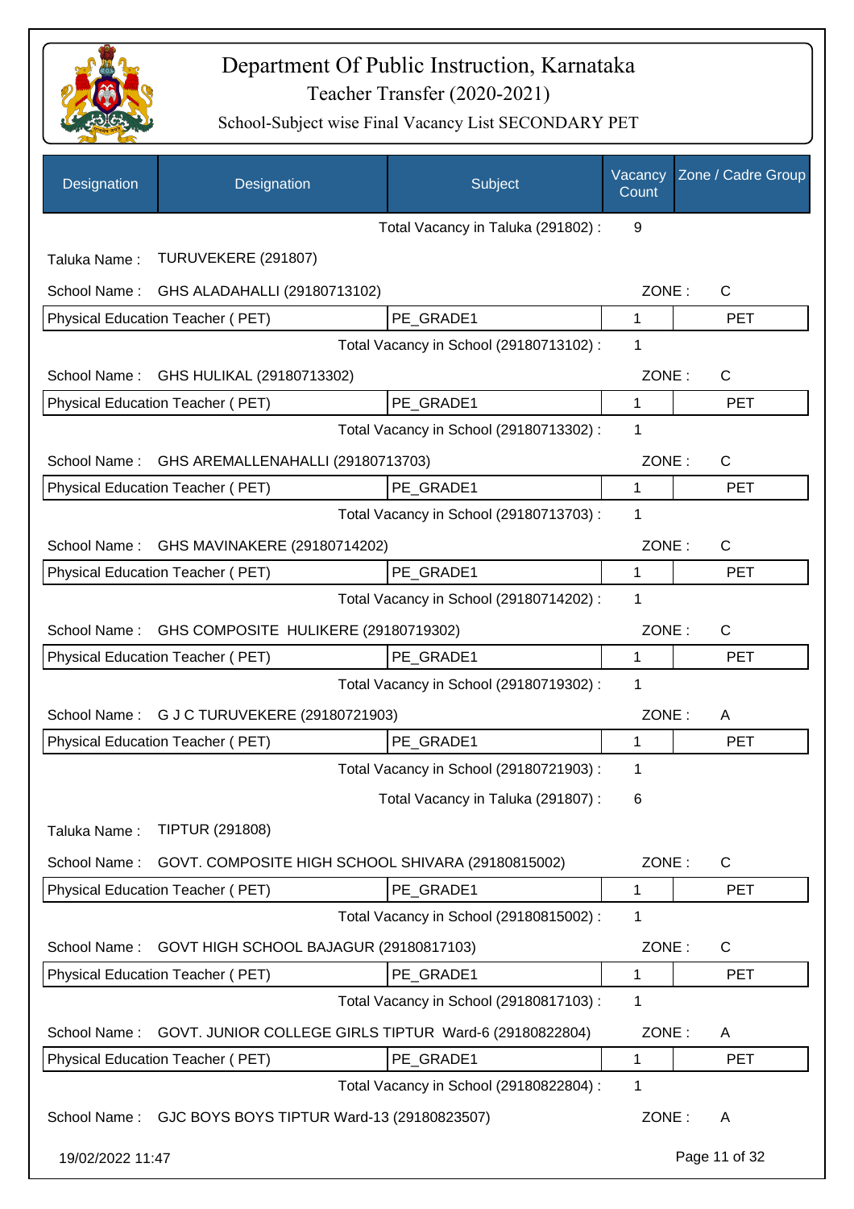# Department Of Public Instruction, Karnataka

## Teacher Transfer (2020-2021)

### School-Subject wise Final Vacancy List SECONDARY PET

| Designation | Designation | Subject | Vacancy Count | Zone / Cadre Group |
|---|---|---|---|---|
| | | Total Vacancy in Taluka (291802) : | 9 | |
| Taluka Name : | TURUVEKERE (291807) | | | |
| School Name : | GHS ALADAHALLI (29180713102) | | ZONE : | C |
| Physical Education Teacher ( PET) | | PE_GRADE1 | 1 | PET |
| | | Total Vacancy in School (29180713102) : | 1 | |
| School Name : | GHS HULIKAL (29180713302) | | ZONE : | C |
| Physical Education Teacher ( PET) | | PE_GRADE1 | 1 | PET |
| | | Total Vacancy in School (29180713302) : | 1 | |
| School Name : | GHS AREMALLENAHALLI (29180713703) | | ZONE : | C |
| Physical Education Teacher ( PET) | | PE_GRADE1 | 1 | PET |
| | | Total Vacancy in School (29180713703) : | 1 | |
| School Name : | GHS MAVINAKERE (29180714202) | | ZONE : | C |
| Physical Education Teacher ( PET) | | PE_GRADE1 | 1 | PET |
| | | Total Vacancy in School (29180714202) : | 1 | |
| School Name : | GHS COMPOSITE HULIKERE (29180719302) | | ZONE : | C |
| Physical Education Teacher ( PET) | | PE_GRADE1 | 1 | PET |
| | | Total Vacancy in School (29180719302) : | 1 | |
| School Name : | G J C TURUVEKERE (29180721903) | | ZONE : | A |
| Physical Education Teacher ( PET) | | PE_GRADE1 | 1 | PET |
| | | Total Vacancy in School (29180721903) : | 1 | |
| | | Total Vacancy in Taluka (291807) : | 6 | |
| Taluka Name : | TIPTUR (291808) | | | |
| School Name : | GOVT. COMPOSITE HIGH SCHOOL SHIVARA (29180815002) | | ZONE : | C |
| Physical Education Teacher ( PET) | | PE_GRADE1 | 1 | PET |
| | | Total Vacancy in School (29180815002) : | 1 | |
| School Name : | GOVT HIGH SCHOOL BAJAGUR (29180817103) | | ZONE : | C |
| Physical Education Teacher ( PET) | | PE_GRADE1 | 1 | PET |
| | | Total Vacancy in School (29180817103) : | 1 | |
| School Name : | GOVT. JUNIOR COLLEGE GIRLS TIPTUR Ward-6 (29180822804) | | ZONE : | A |
| Physical Education Teacher ( PET) | | PE_GRADE1 | 1 | PET |
| | | Total Vacancy in School (29180822804) : | 1 | |
| School Name : | GJC BOYS BOYS TIPTUR Ward-13 (29180823507) | | ZONE : | A |

19/02/2022 11:47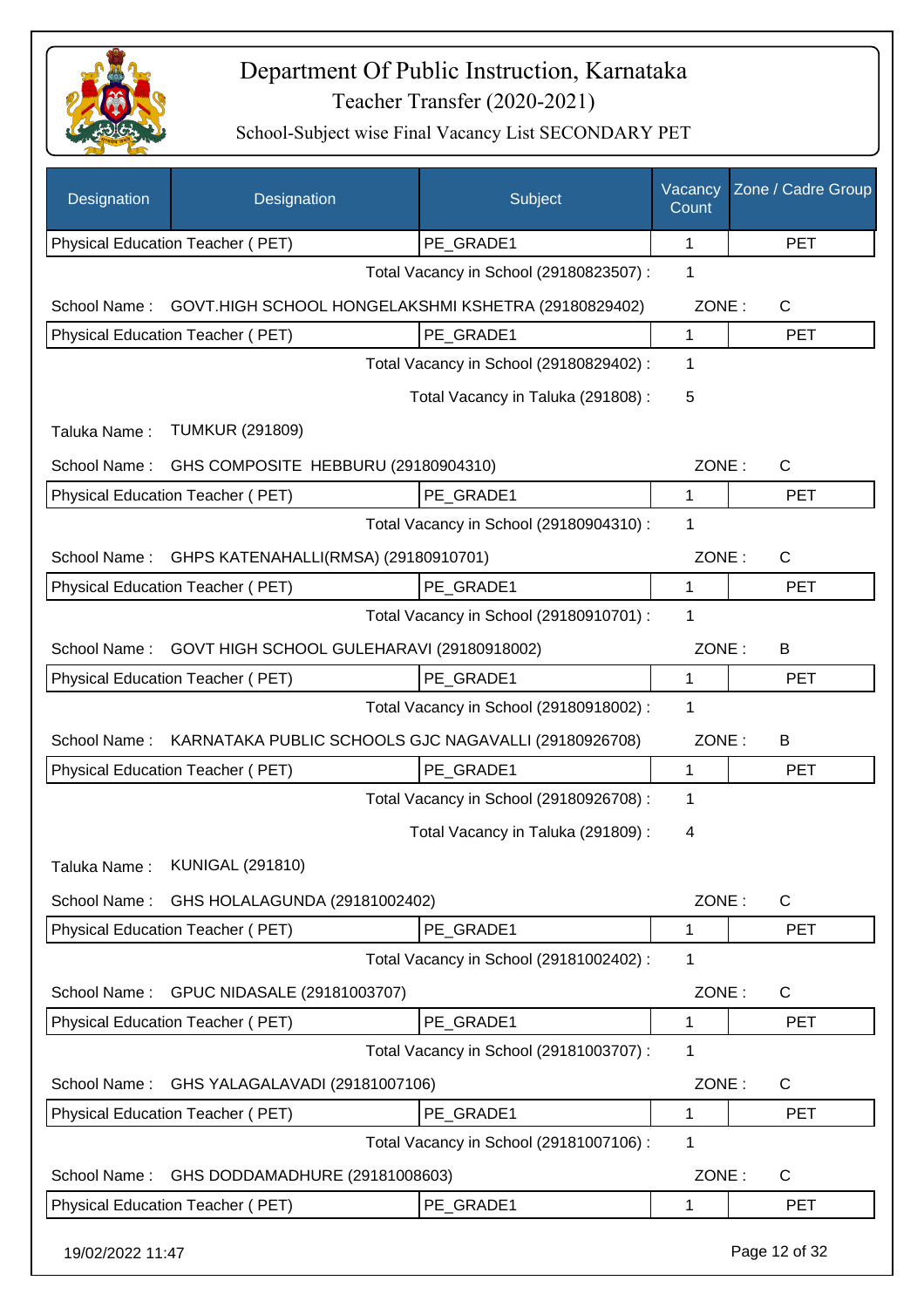# Department Of Public Instruction, Karnataka

## Teacher Transfer (2020-2021)

### School-Subject wise Final Vacancy List SECONDARY PET

| Designation | Designation | Subject | Vacancy Count | Zone / Cadre Group |
|---|---|---|---|---|
| Physical Education Teacher ( PET) | | PE_GRADE1 | 1 | PET |

Total Vacancy in School (29180823507) : 1

School Name : GOVT.HIGH SCHOOL HONGELAKSHMI KSHETRA (29180829402) ZONE : C

| Physical Education Teacher ( PET) | PE_GRADE1 | 1 | PET |
|---|---|---|---|

Total Vacancy in School (29180829402) : 1

Total Vacancy in Taluka (291808) : 5

Taluka Name : TUMKUR (291809)

School Name : GHS COMPOSITE HEBBURU (29180904310) ZONE : C

| Physical Education Teacher ( PET) | PE_GRADE1 | 1 | PET |
|---|---|---|---|

Total Vacancy in School (29180904310) : 1

School Name : GHPS KATENAHALLI(RMSA) (29180910701) ZONE : C

| Physical Education Teacher ( PET) | PE_GRADE1 | 1 | PET |
|---|---|---|---|

Total Vacancy in School (29180910701) : 1

School Name : GOVT HIGH SCHOOL GULEHARAVI (29180918002) ZONE : B

| Physical Education Teacher ( PET) | PE_GRADE1 | 1 | PET |
|---|---|---|---|

Total Vacancy in School (29180918002) : 1

School Name : KARNATAKA PUBLIC SCHOOLS GJC NAGAVALLI (29180926708) ZONE : B

| Physical Education Teacher ( PET) | PE_GRADE1 | 1 | PET |
|---|---|---|---|

Total Vacancy in School (29180926708) : 1

Total Vacancy in Taluka (291809) : 4

Taluka Name : KUNIGAL (291810)

School Name : GHS HOLALAGUNDA (29181002402) ZONE : C

| Physical Education Teacher ( PET) | PE_GRADE1 | 1 | PET |
|---|---|---|---|

Total Vacancy in School (29181002402) : 1

School Name : GPUC NIDASALE (29181003707) ZONE : C

| Physical Education Teacher ( PET) | PE_GRADE1 | 1 | PET |
|---|---|---|---|

Total Vacancy in School (29181003707) : 1

School Name : GHS YALAGALAVADI (29181007106) ZONE : C

| Physical Education Teacher ( PET) | PE_GRADE1 | 1 | PET |
|---|---|---|---|

Total Vacancy in School (29181007106) : 1

School Name : GHS DODDAMADHURE (29181008603) ZONE : C

| Physical Education Teacher ( PET) | PE_GRADE1 | 1 | PET |
|---|---|---|---|

19/02/2022 11:47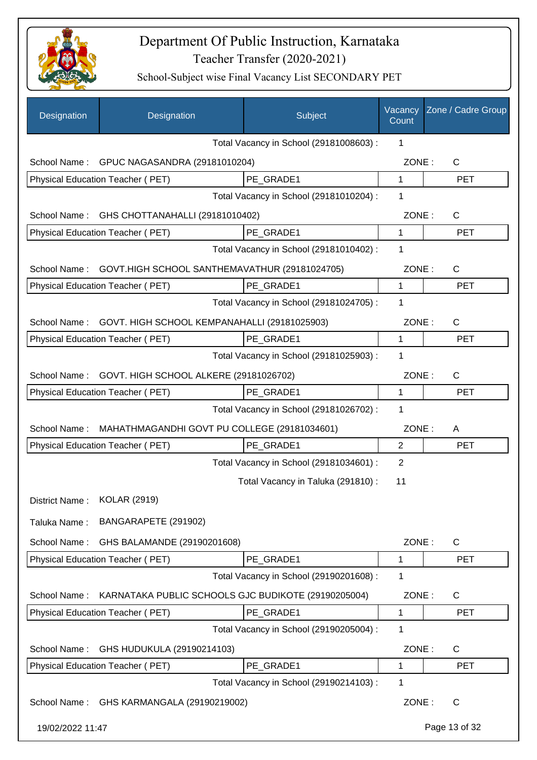# Department Of Public Instruction, Karnataka
## Teacher Transfer (2020-2021)
### School-Subject wise Final Vacancy List SECONDARY PET

| Designation | Designation | Subject | Vacancy Count | Zone / Cadre Group |
|---|---|---|---|---|
| | | Total Vacancy in School (29181008603) : | 1 | |
| School Name : | GPUC NAGASANDRA (29181010204) | | ZONE : | C |
| Physical Education Teacher ( PET) | | PE_GRADE1 | 1 | PET |
| | | Total Vacancy in School (29181010204) : | 1 | |
| School Name : | GHS CHOTTANAHALLI (29181010402) | | ZONE : | C |
| Physical Education Teacher ( PET) | | PE_GRADE1 | 1 | PET |
| | | Total Vacancy in School (29181010402) : | 1 | |
| School Name : | GOVT.HIGH SCHOOL SANTHEMAVATHUR (29181024705) | | ZONE : | C |
| Physical Education Teacher ( PET) | | PE_GRADE1 | 1 | PET |
| | | Total Vacancy in School (29181024705) : | 1 | |
| School Name : | GOVT. HIGH SCHOOL KEMPANAHALLI (29181025903) | | ZONE : | C |
| Physical Education Teacher ( PET) | | PE_GRADE1 | 1 | PET |
| | | Total Vacancy in School (29181025903) : | 1 | |
| School Name : | GOVT. HIGH SCHOOL ALKERE (29181026702) | | ZONE : | C |
| Physical Education Teacher ( PET) | | PE_GRADE1 | 1 | PET |
| | | Total Vacancy in School (29181026702) : | 1 | |
| School Name : | MAHATHMAGANDHI GOVT PU COLLEGE (29181034601) | | ZONE : | A |
| Physical Education Teacher ( PET) | | PE_GRADE1 | 2 | PET |
| | | Total Vacancy in School (29181034601) : | 2 | |
| | | Total Vacancy in Taluka (291810) : | 11 | |
| District Name : | KOLAR (2919) | | | |
| Taluka Name : | BANGARAPETE (291902) | | | |
| School Name : | GHS BALAMANDE (29190201608) | | ZONE : | C |
| Physical Education Teacher ( PET) | | PE_GRADE1 | 1 | PET |
| | | Total Vacancy in School (29190201608) : | 1 | |
| School Name : | KARNATAKA PUBLIC SCHOOLS GJC BUDIKOTE (29190205004) | | ZONE : | C |
| Physical Education Teacher ( PET) | | PE_GRADE1 | 1 | PET |
| | | Total Vacancy in School (29190205004) : | 1 | |
| School Name : | GHS HUDUKULA (29190214103) | | ZONE : | C |
| Physical Education Teacher ( PET) | | PE_GRADE1 | 1 | PET |
| | | Total Vacancy in School (29190214103) : | 1 | |
| School Name : | GHS KARMANGALA (29190219002) | | ZONE : | C |

19/02/2022 11:47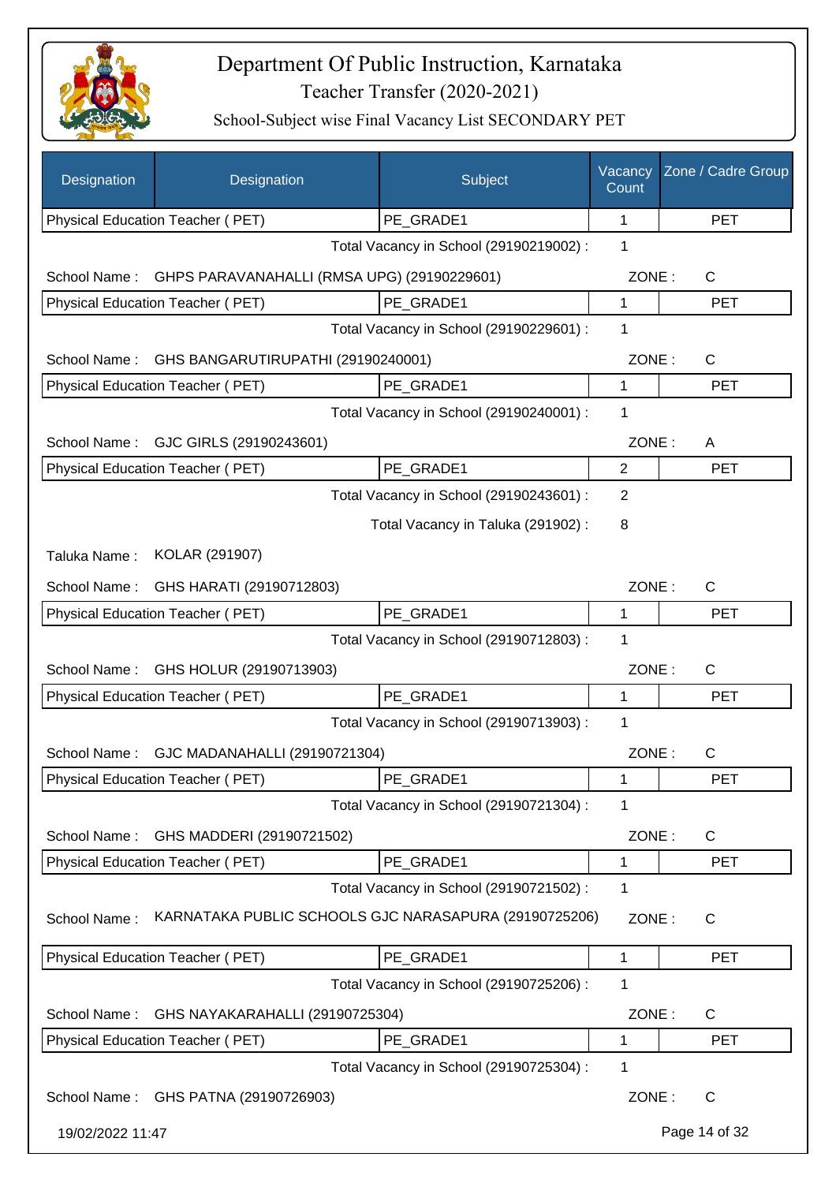# Department Of Public Instruction, Karnataka

Teacher Transfer (2020-2021)

School-Subject wise Final Vacancy List SECONDARY PET

| Designation | Designation | Subject | Vacancy Count | Zone / Cadre Group |
|---|---|---|---|---|
| Physical Education Teacher ( PET) | | PE_GRADE1 | 1 | PET |

Total Vacancy in School (29190219002) : 1

School Name : GHPS PARAVANAHALLI (RMSA UPG) (29190229601) ZONE : C

| Physical Education Teacher ( PET) | PE_GRADE1 | 1 | PET |
|---|---|---|---|

Total Vacancy in School (29190229601) : 1

School Name : GHS BANGARUTIRUPATHI (29190240001) ZONE : C

| Physical Education Teacher ( PET) | PE_GRADE1 | 1 | PET |
|---|---|---|---|

Total Vacancy in School (29190240001) : 1

School Name : GJC GIRLS (29190243601) ZONE : A

| Physical Education Teacher ( PET) | PE_GRADE1 | 2 | PET |
|---|---|---|---|

Total Vacancy in School (29190243601) : 2

Total Vacancy in Taluka (291902) : 8

Taluka Name : KOLAR (291907)

School Name : GHS HARATI (29190712803) ZONE : C

| Physical Education Teacher ( PET) | PE_GRADE1 | 1 | PET |
|---|---|---|---|

Total Vacancy in School (29190712803) : 1

School Name : GHS HOLUR (29190713903) ZONE : C

| Physical Education Teacher ( PET) | PE_GRADE1 | 1 | PET |
|---|---|---|---|

Total Vacancy in School (29190713903) : 1

School Name : GJC MADANAHALLI (29190721304) ZONE : C

| Physical Education Teacher ( PET) | PE_GRADE1 | 1 | PET |
|---|---|---|---|

Total Vacancy in School (29190721304) : 1

School Name : GHS MADDERI (29190721502) ZONE : C

| Physical Education Teacher ( PET) | PE_GRADE1 | 1 | PET |
|---|---|---|---|

Total Vacancy in School (29190721502) : 1

School Name : KARNATAKA PUBLIC SCHOOLS GJC NARASAPURA (29190725206) ZONE : C

| Physical Education Teacher ( PET) | PE_GRADE1 | 1 | PET |
|---|---|---|---|

Total Vacancy in School (29190725206) : 1

School Name : GHS NAYAKARAHALLI (29190725304) ZONE : C

| Physical Education Teacher ( PET) | PE_GRADE1 | 1 | PET |
|---|---|---|---|

Total Vacancy in School (29190725304) : 1

School Name : GHS PATNA (29190726903) ZONE : C

19/02/2022 11:47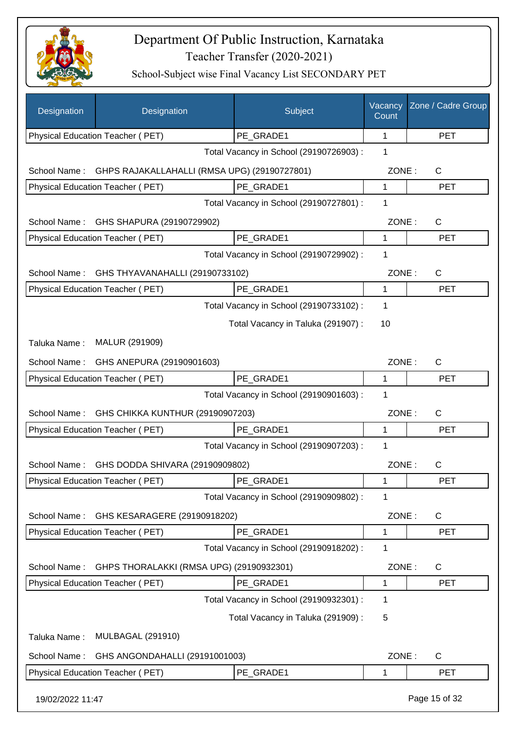# Department Of Public Instruction, Karnataka

## Teacher Transfer (2020-2021)

### School-Subject wise Final Vacancy List SECONDARY PET

| Designation | Designation | Subject | Vacancy Count | Zone / Cadre Group |
|---|---|---|---|---|
| Physical Education Teacher ( PET) | | PE_GRADE1 | 1 | PET |
| | | Total Vacancy in School (29190726903) : | 1 | |
| School Name : | GHPS RAJAKALLAHALLI (RMSA UPG) (29190727801) | | ZONE : | C |
| Physical Education Teacher ( PET) | | PE_GRADE1 | 1 | PET |
| | | Total Vacancy in School (29190727801) : | 1 | |
| School Name : | GHS SHAPURA (29190729902) | | ZONE : | C |
| Physical Education Teacher ( PET) | | PE_GRADE1 | 1 | PET |
| | | Total Vacancy in School (29190729902) : | 1 | |
| School Name : | GHS THYAVANAHALLI (29190733102) | | ZONE : | C |
| Physical Education Teacher ( PET) | | PE_GRADE1 | 1 | PET |
| | | Total Vacancy in School (29190733102) : | 1 | |
| | | Total Vacancy in Taluka (291907) : | 10 | |
| Taluka Name : | MALUR (291909) | | | |
| School Name : | GHS ANEPURA (29190901603) | | ZONE : | C |
| Physical Education Teacher ( PET) | | PE_GRADE1 | 1 | PET |
| | | Total Vacancy in School (29190901603) : | 1 | |
| School Name : | GHS CHIKKA KUNTHUR (29190907203) | | ZONE : | C |
| Physical Education Teacher ( PET) | | PE_GRADE1 | 1 | PET |
| | | Total Vacancy in School (29190907203) : | 1 | |
| School Name : | GHS DODDA SHIVARA (29190909802) | | ZONE : | C |
| Physical Education Teacher ( PET) | | PE_GRADE1 | 1 | PET |
| | | Total Vacancy in School (29190909802) : | 1 | |
| School Name : | GHS KESARAGERE (29190918202) | | ZONE : | C |
| Physical Education Teacher ( PET) | | PE_GRADE1 | 1 | PET |
| | | Total Vacancy in School (29190918202) : | 1 | |
| School Name : | GHPS THORALAKKI (RMSA UPG) (29190932301) | | ZONE : | C |
| Physical Education Teacher ( PET) | | PE_GRADE1 | 1 | PET |
| | | Total Vacancy in School (29190932301) : | 1 | |
| | | Total Vacancy in Taluka (291909) : | 5 | |
| Taluka Name : | MULBAGAL (291910) | | | |
| School Name : | GHS ANGONDAHALLI (29191001003) | | ZONE : | C |
| Physical Education Teacher ( PET) | | PE_GRADE1 | 1 | PET |

19/02/2022 11:47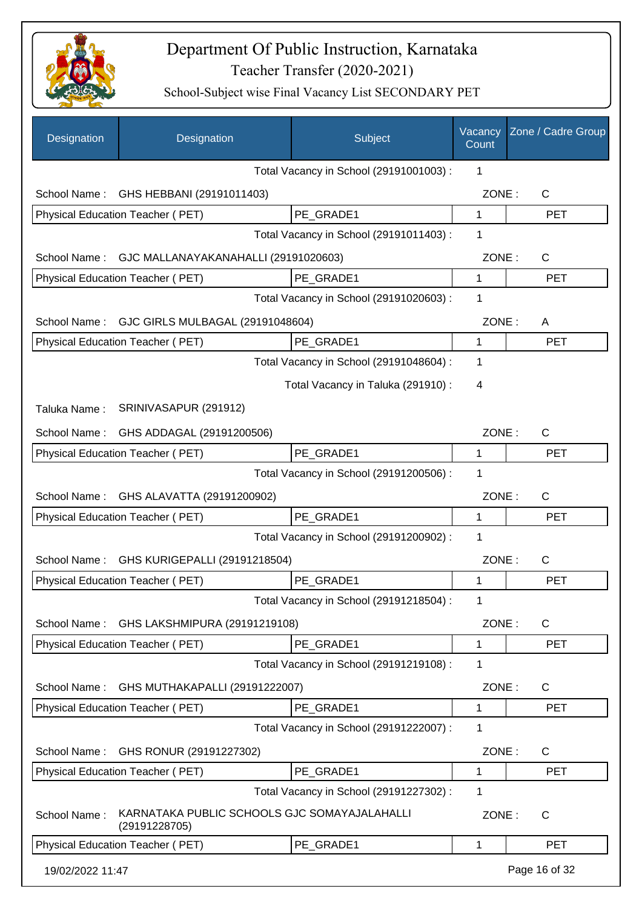# Department Of Public Instruction, Karnataka

## Teacher Transfer (2020-2021)

### School-Subject wise Final Vacancy List SECONDARY PET

| Designation | Designation | Subject | Vacancy Count | Zone / Cadre Group |
|---|---|---|---|---|
| | | Total Vacancy in School (29191001003) : | 1 | |
| School Name : | GHS HEBBANI (29191011403) | | ZONE : | C |
| Physical Education Teacher ( PET) | | PE_GRADE1 | 1 | PET |
| | | Total Vacancy in School (29191011403) : | 1 | |
| School Name : | GJC MALLANAYAKANAHALLI (29191020603) | | ZONE : | C |
| Physical Education Teacher ( PET) | | PE_GRADE1 | 1 | PET |
| | | Total Vacancy in School (29191020603) : | 1 | |
| School Name : | GJC GIRLS MULBAGAL (29191048604) | | ZONE : | A |
| Physical Education Teacher ( PET) | | PE_GRADE1 | 1 | PET |
| | | Total Vacancy in School (29191048604) : | 1 | |
| | | Total Vacancy in Taluka (291910) : | 4 | |
| Taluka Name : | SRINIVASAPUR (291912) | | | |
| School Name : | GHS ADDAGAL (29191200506) | | ZONE : | C |
| Physical Education Teacher ( PET) | | PE_GRADE1 | 1 | PET |
| | | Total Vacancy in School (29191200506) : | 1 | |
| School Name : | GHS ALAVATTA (29191200902) | | ZONE : | C |
| Physical Education Teacher ( PET) | | PE_GRADE1 | 1 | PET |
| | | Total Vacancy in School (29191200902) : | 1 | |
| School Name : | GHS KURIGEPALLI (29191218504) | | ZONE : | C |
| Physical Education Teacher ( PET) | | PE_GRADE1 | 1 | PET |
| | | Total Vacancy in School (29191218504) : | 1 | |
| School Name : | GHS LAKSHMIPURA (29191219108) | | ZONE : | C |
| Physical Education Teacher ( PET) | | PE_GRADE1 | 1 | PET |
| | | Total Vacancy in School (29191219108) : | 1 | |
| School Name : | GHS MUTHAKAPALLI (29191222007) | | ZONE : | C |
| Physical Education Teacher ( PET) | | PE_GRADE1 | 1 | PET |
| | | Total Vacancy in School (29191222007) : | 1 | |
| School Name : | GHS RONUR (29191227302) | | ZONE : | C |
| Physical Education Teacher ( PET) | | PE_GRADE1 | 1 | PET |
| | | Total Vacancy in School (29191227302) : | 1 | |
| School Name : | KARNATAKA PUBLIC SCHOOLS GJC SOMAYAJALAHALLI (29191228705) | | ZONE : | C |
| Physical Education Teacher ( PET) | | PE_GRADE1 | 1 | PET |

19/02/2022 11:47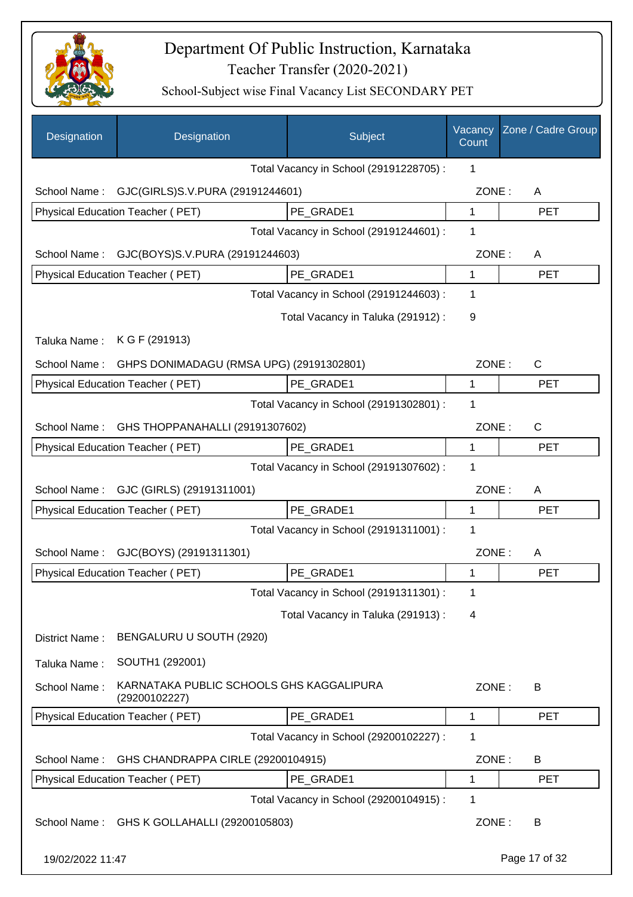# Department Of Public Instruction, Karnataka

Teacher Transfer (2020-2021)

School-Subject wise Final Vacancy List SECONDARY PET

| Designation | Designation | Subject | Vacancy Count | Zone / Cadre Group |
|---|---|---|---|---|
| | | Total Vacancy in School (29191228705) : | 1 | |
| School Name : | GJC(GIRLS)S.V.PURA (29191244601) | | ZONE : | A |
| Physical Education Teacher ( PET) | | PE_GRADE1 | 1 | PET |
| | | Total Vacancy in School (29191244601) : | 1 | |
| School Name : | GJC(BOYS)S.V.PURA (29191244603) | | ZONE : | A |
| Physical Education Teacher ( PET) | | PE_GRADE1 | 1 | PET |
| | | Total Vacancy in School (29191244603) : | 1 | |
| | | Total Vacancy in Taluka (291912) : | 9 | |
| Taluka Name : | K G F (291913) | | | |
| School Name : | GHPS DONIMADAGU (RMSA UPG) (29191302801) | | ZONE : | C |
| Physical Education Teacher ( PET) | | PE_GRADE1 | 1 | PET |
| | | Total Vacancy in School (29191302801) : | 1 | |
| School Name : | GHS THOPPANAHALLI (29191307602) | | ZONE : | C |
| Physical Education Teacher ( PET) | | PE_GRADE1 | 1 | PET |
| | | Total Vacancy in School (29191307602) : | 1 | |
| School Name : | GJC (GIRLS) (29191311001) | | ZONE : | A |
| Physical Education Teacher ( PET) | | PE_GRADE1 | 1 | PET |
| | | Total Vacancy in School (29191311001) : | 1 | |
| School Name : | GJC(BOYS) (29191311301) | | ZONE : | A |
| Physical Education Teacher ( PET) | | PE_GRADE1 | 1 | PET |
| | | Total Vacancy in School (29191311301) : | 1 | |
| | | Total Vacancy in Taluka (291913) : | 4 | |
| District Name : | BENGALURU U SOUTH (2920) | | | |
| Taluka Name : | SOUTH1 (292001) | | | |
| School Name : | KARNATAKA PUBLIC SCHOOLS GHS KAGGALIPURA (29200102227) | | ZONE : | B |
| Physical Education Teacher ( PET) | | PE_GRADE1 | 1 | PET |
| | | Total Vacancy in School (29200102227) : | 1 | |
| School Name : | GHS CHANDRAPPA CIRLE (29200104915) | | ZONE : | B |
| Physical Education Teacher ( PET) | | PE_GRADE1 | 1 | PET |
| | | Total Vacancy in School (29200104915) : | 1 | |
| School Name : | GHS K GOLLAHALLI (29200105803) | | ZONE : | B |

19/02/2022 11:47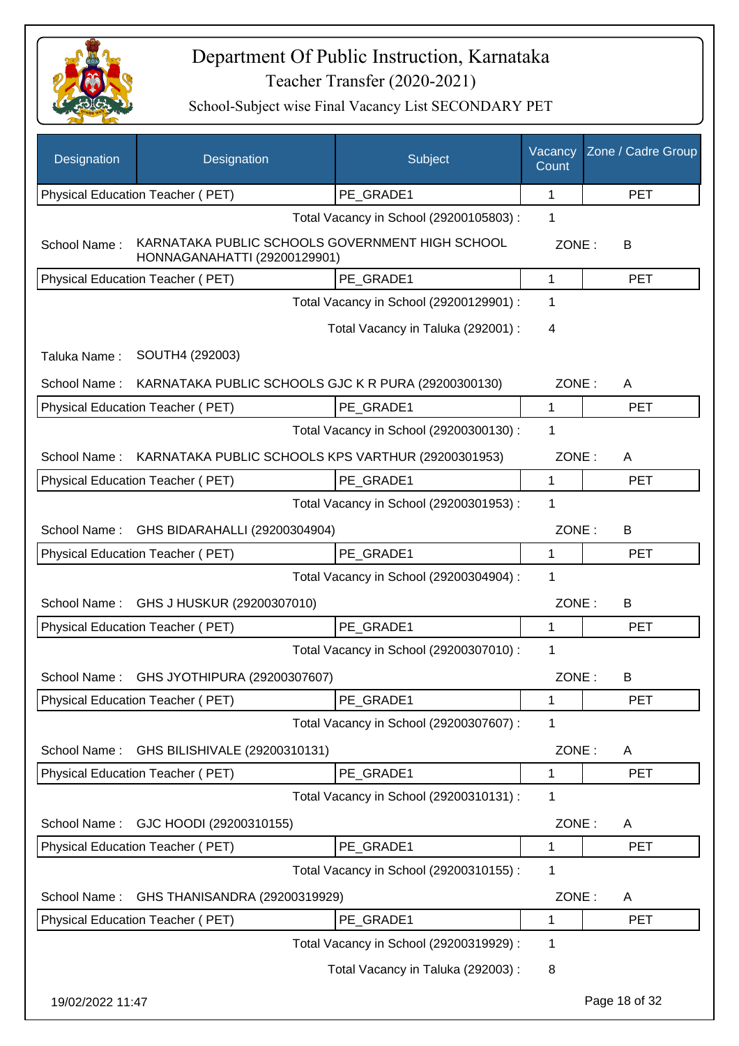# Department Of Public Instruction, Karnataka

## Teacher Transfer (2020-2021)

### School-Subject wise Final Vacancy List SECONDARY PET

| Designation | Designation | Subject | Vacancy Count | Zone / Cadre Group |
|---|---|---|---|---|
| Physical Education Teacher ( PET) | | PE_GRADE1 | 1 | PET |

Total Vacancy in School (29200105803) : 1

School Name : KARNATAKA PUBLIC SCHOOLS GOVERNMENT HIGH SCHOOL HONNAGANAHATTI (29200129901) ZONE : B

| Designation | Subject | Vacancy Count | Zone / Cadre Group |
|---|---|---|---|
| Physical Education Teacher ( PET) | PE_GRADE1 | 1 | PET |

Total Vacancy in School (29200129901) : 1

Total Vacancy in Taluka (292001) : 4

Taluka Name : SOUTH4 (292003)

School Name : KARNATAKA PUBLIC SCHOOLS GJC K R PURA (29200300130) ZONE : A

| Designation | Subject | Vacancy Count | Zone / Cadre Group |
|---|---|---|---|
| Physical Education Teacher ( PET) | PE_GRADE1 | 1 | PET |

Total Vacancy in School (29200300130) : 1

School Name : KARNATAKA PUBLIC SCHOOLS KPS VARTHUR (29200301953) ZONE : A

| Designation | Subject | Vacancy Count | Zone / Cadre Group |
|---|---|---|---|
| Physical Education Teacher ( PET) | PE_GRADE1 | 1 | PET |

Total Vacancy in School (29200301953) : 1

School Name : GHS BIDARAHALLI (29200304904) ZONE : B

| Designation | Subject | Vacancy Count | Zone / Cadre Group |
|---|---|---|---|
| Physical Education Teacher ( PET) | PE_GRADE1 | 1 | PET |

Total Vacancy in School (29200304904) : 1

School Name : GHS J HUSKUR (29200307010) ZONE : B

| Designation | Subject | Vacancy Count | Zone / Cadre Group |
|---|---|---|---|
| Physical Education Teacher ( PET) | PE_GRADE1 | 1 | PET |

Total Vacancy in School (29200307010) : 1

School Name : GHS JYOTHIPURA (29200307607) ZONE : B

| Designation | Subject | Vacancy Count | Zone / Cadre Group |
|---|---|---|---|
| Physical Education Teacher ( PET) | PE_GRADE1 | 1 | PET |

Total Vacancy in School (29200307607) : 1

School Name : GHS BILISHIVALE (29200310131) ZONE : A

| Designation | Subject | Vacancy Count | Zone / Cadre Group |
|---|---|---|---|
| Physical Education Teacher ( PET) | PE_GRADE1 | 1 | PET |

Total Vacancy in School (29200310131) : 1

School Name : GJC HOODI (29200310155) ZONE : A

| Designation | Subject | Vacancy Count | Zone / Cadre Group |
|---|---|---|---|
| Physical Education Teacher ( PET) | PE_GRADE1 | 1 | PET |

Total Vacancy in School (29200310155) : 1

School Name : GHS THANISANDRA (29200319929) ZONE : A

| Designation | Subject | Vacancy Count | Zone / Cadre Group |
|---|---|---|---|
| Physical Education Teacher ( PET) | PE_GRADE1 | 1 | PET |

Total Vacancy in School (29200319929) : 1

Total Vacancy in Taluka (292003) : 8

19/02/2022 11:47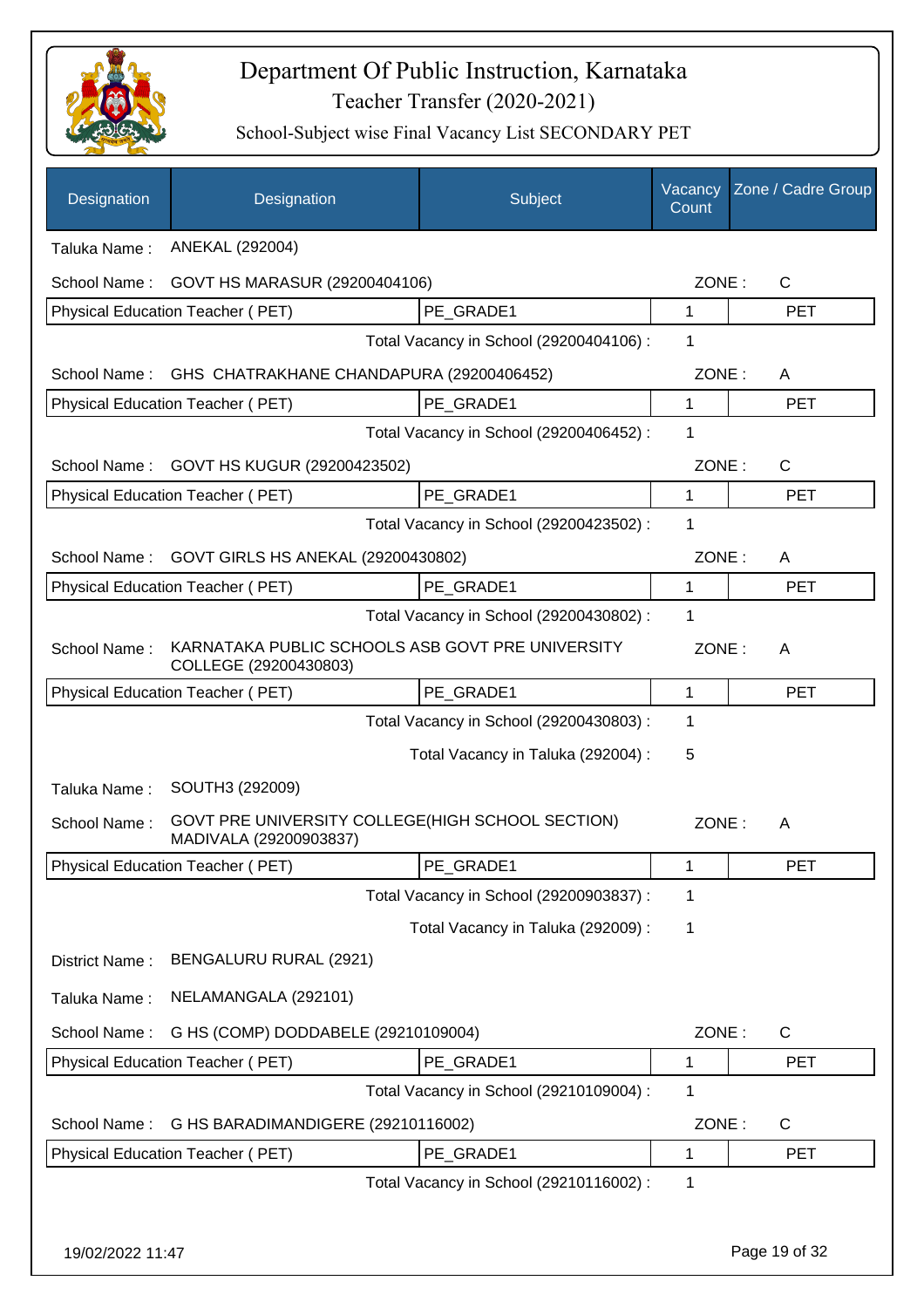# Department Of Public Instruction, Karnataka

## Teacher Transfer (2020-2021)

### School-Subject wise Final Vacancy List SECONDARY PET

| Designation | Designation | Subject | Vacancy Count | Zone / Cadre Group |
|---|---|---|---|---|
| Taluka Name : | ANEKAL (292004) | | | |
| School Name : | GOVT HS MARASUR (29200404106) | | ZONE : | C |
| Physical Education Teacher ( PET) | | PE_GRADE1 | 1 | PET |
| | | Total Vacancy in School (29200404106) : | 1 | |
| School Name : | GHS CHATRAKHANE CHANDAPURA (29200406452) | | ZONE : | A |
| Physical Education Teacher ( PET) | | PE_GRADE1 | 1 | PET |
| | | Total Vacancy in School (29200406452) : | 1 | |
| School Name : | GOVT HS KUGUR (29200423502) | | ZONE : | C |
| Physical Education Teacher ( PET) | | PE_GRADE1 | 1 | PET |
| | | Total Vacancy in School (29200423502) : | 1 | |
| School Name : | GOVT GIRLS HS ANEKAL (29200430802) | | ZONE : | A |
| Physical Education Teacher ( PET) | | PE_GRADE1 | 1 | PET |
| | | Total Vacancy in School (29200430802) : | 1 | |
| School Name : | KARNATAKA PUBLIC SCHOOLS ASB GOVT PRE UNIVERSITY COLLEGE (29200430803) | | ZONE : | A |
| Physical Education Teacher ( PET) | | PE_GRADE1 | 1 | PET |
| | | Total Vacancy in School (29200430803) : | 1 | |
| | | Total Vacancy in Taluka (292004) : | 5 | |
| Taluka Name : | SOUTH3 (292009) | | | |
| School Name : | GOVT PRE UNIVERSITY COLLEGE(HIGH SCHOOL SECTION) MADIVALA (29200903837) | | ZONE : | A |
| Physical Education Teacher ( PET) | | PE_GRADE1 | 1 | PET |
| | | Total Vacancy in School (29200903837) : | 1 | |
| | | Total Vacancy in Taluka (292009) : | 1 | |
| District Name : | BENGALURU RURAL (2921) | | | |
| Taluka Name : | NELAMANGALA (292101) | | | |
| School Name : | G HS (COMP) DODDABELE (29210109004) | | ZONE : | C |
| Physical Education Teacher ( PET) | | PE_GRADE1 | 1 | PET |
| | | Total Vacancy in School (29210109004) : | 1 | |
| School Name : | G HS BARADIMANDIGERE (29210116002) | | ZONE : | C |
| Physical Education Teacher ( PET) | | PE_GRADE1 | 1 | PET |
| | | Total Vacancy in School (29210116002) : | 1 | |

19/02/2022 11:47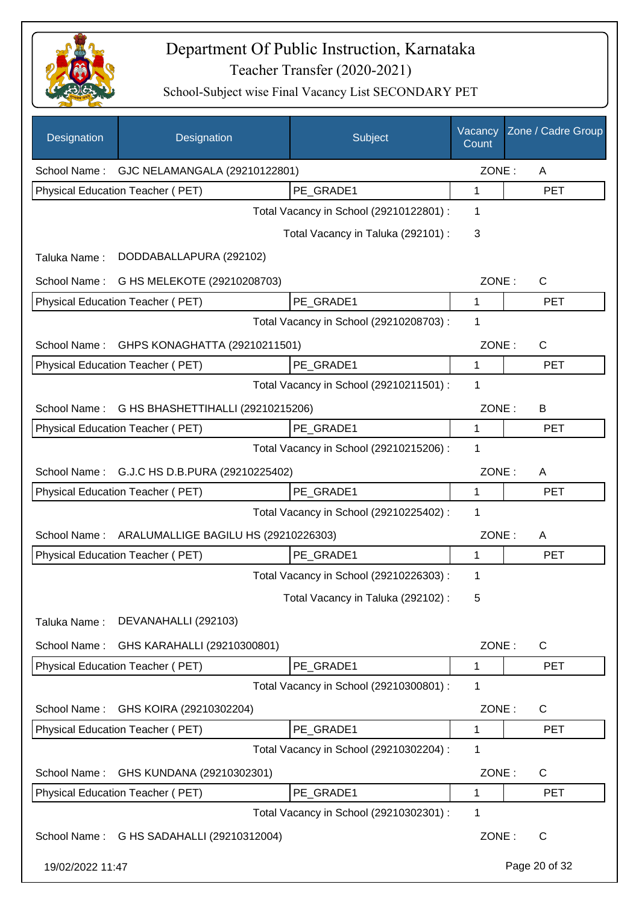# Department Of Public Instruction, Karnataka

## Teacher Transfer (2020-2021)

### School-Subject wise Final Vacancy List SECONDARY PET

| Designation | Designation | Subject | Vacancy Count | Zone / Cadre Group |
|---|---|---|---|---|
| School Name : | GJC NELAMANGALA (29210122801) | | ZONE : | A |
| Physical Education Teacher ( PET) | | PE_GRADE1 | 1 | PET |
| | | Total Vacancy in School (29210122801) : | 1 | |
| | | Total Vacancy in Taluka (292101) : | 3 | |
| Taluka Name : | DODDABALLAPURA (292102) | | | |
| School Name : | G HS MELEKOTE (29210208703) | | ZONE : | C |
| Physical Education Teacher ( PET) | | PE_GRADE1 | 1 | PET |
| | | Total Vacancy in School (29210208703) : | 1 | |
| School Name : | GHPS KONAGHATTA (29210211501) | | ZONE : | C |
| Physical Education Teacher ( PET) | | PE_GRADE1 | 1 | PET |
| | | Total Vacancy in School (29210211501) : | 1 | |
| School Name : | G HS BHASHETTIHALLI (29210215206) | | ZONE : | B |
| Physical Education Teacher ( PET) | | PE_GRADE1 | 1 | PET |
| | | Total Vacancy in School (29210215206) : | 1 | |
| School Name : | G.J.C HS D.B.PURA (29210225402) | | ZONE : | A |
| Physical Education Teacher ( PET) | | PE_GRADE1 | 1 | PET |
| | | Total Vacancy in School (29210225402) : | 1 | |
| School Name : | ARALUMALLIGE BAGILU HS (29210226303) | | ZONE : | A |
| Physical Education Teacher ( PET) | | PE_GRADE1 | 1 | PET |
| | | Total Vacancy in School (29210226303) : | 1 | |
| | | Total Vacancy in Taluka (292102) : | 5 | |
| Taluka Name : | DEVANAHALLI (292103) | | | |
| School Name : | GHS KARAHALLI (29210300801) | | ZONE : | C |
| Physical Education Teacher ( PET) | | PE_GRADE1 | 1 | PET |
| | | Total Vacancy in School (29210300801) : | 1 | |
| School Name : | GHS KOIRA (29210302204) | | ZONE : | C |
| Physical Education Teacher ( PET) | | PE_GRADE1 | 1 | PET |
| | | Total Vacancy in School (29210302204) : | 1 | |
| School Name : | GHS KUNDANA (29210302301) | | ZONE : | C |
| Physical Education Teacher ( PET) | | PE_GRADE1 | 1 | PET |
| | | Total Vacancy in School (29210302301) : | 1 | |
| School Name : | G HS SADAHALLI (29210312004) | | ZONE : | C |

19/02/2022 11:47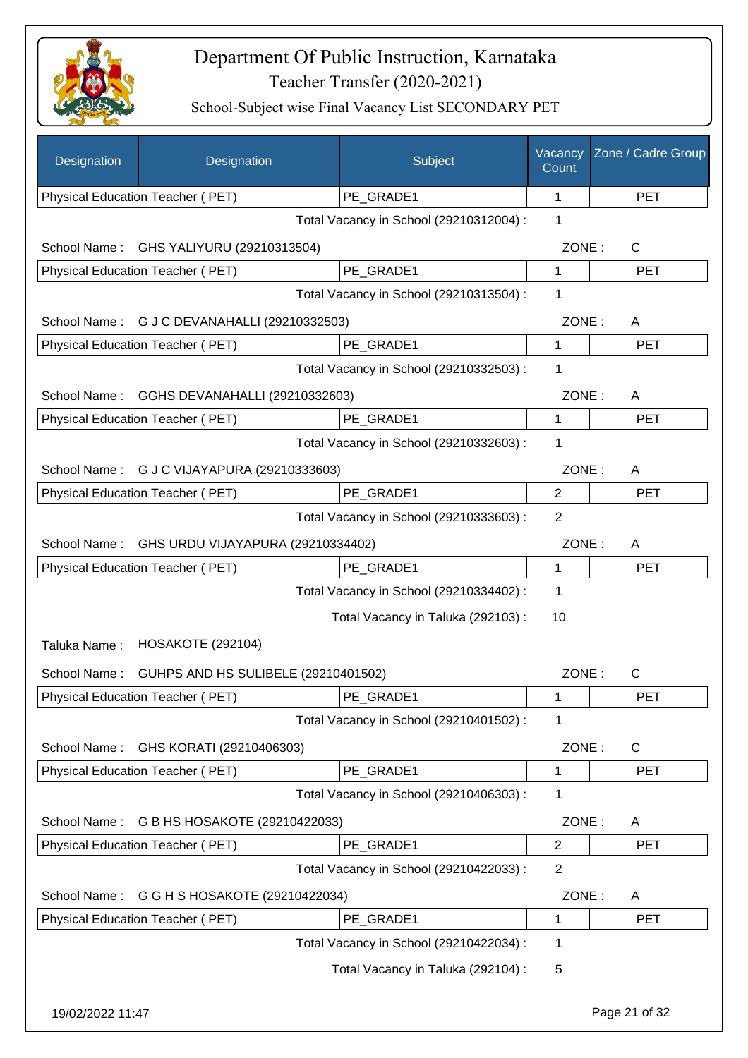# Department Of Public Instruction, Karnataka

## Teacher Transfer (2020-2021)

### School-Subject wise Final Vacancy List SECONDARY PET

| Designation | Designation | Subject | Vacancy Count | Zone / Cadre Group |
|---|---|---|---|---|
| Physical Education Teacher ( PET) | | PE_GRADE1 | 1 | PET |

Total Vacancy in School (29210312004) : 1

School Name : GHS YALIYURU (29210313504) ZONE : C

| Designation | Subject | Vacancy Count | Zone / Cadre Group |
|---|---|---|---|
| Physical Education Teacher ( PET) | PE_GRADE1 | 1 | PET |

Total Vacancy in School (29210313504) : 1

School Name : G J C DEVANAHALLI (29210332503) ZONE : A

| Designation | Subject | Vacancy Count | Zone / Cadre Group |
|---|---|---|---|
| Physical Education Teacher ( PET) | PE_GRADE1 | 1 | PET |

Total Vacancy in School (29210332503) : 1

School Name : GGHS DEVANAHALLI (29210332603) ZONE : A

| Designation | Subject | Vacancy Count | Zone / Cadre Group |
|---|---|---|---|
| Physical Education Teacher ( PET) | PE_GRADE1 | 1 | PET |

Total Vacancy in School (29210332603) : 1

School Name : G J C VIJAYAPURA (29210333603) ZONE : A

| Designation | Subject | Vacancy Count | Zone / Cadre Group |
|---|---|---|---|
| Physical Education Teacher ( PET) | PE_GRADE1 | 2 | PET |

Total Vacancy in School (29210333603) : 2

School Name : GHS URDU VIJAYAPURA (29210334402) ZONE : A

| Designation | Subject | Vacancy Count | Zone / Cadre Group |
|---|---|---|---|
| Physical Education Teacher ( PET) | PE_GRADE1 | 1 | PET |

Total Vacancy in School (29210334402) : 1

Total Vacancy in Taluka (292103) : 10

Taluka Name : HOSAKOTE (292104)

School Name : GUHPS AND HS SULIBELE (29210401502) ZONE : C

| Designation | Subject | Vacancy Count | Zone / Cadre Group |
|---|---|---|---|
| Physical Education Teacher ( PET) | PE_GRADE1 | 1 | PET |

Total Vacancy in School (29210401502) : 1

School Name : GHS KORATI (29210406303) ZONE : C

| Designation | Subject | Vacancy Count | Zone / Cadre Group |
|---|---|---|---|
| Physical Education Teacher ( PET) | PE_GRADE1 | 1 | PET |

Total Vacancy in School (29210406303) : 1

School Name : G B HS HOSAKOTE (29210422033) ZONE : A

| Designation | Subject | Vacancy Count | Zone / Cadre Group |
|---|---|---|---|
| Physical Education Teacher ( PET) | PE_GRADE1 | 2 | PET |

Total Vacancy in School (29210422033) : 2

School Name : G G H S HOSAKOTE (29210422034) ZONE : A

| Designation | Subject | Vacancy Count | Zone / Cadre Group |
|---|---|---|---|
| Physical Education Teacher ( PET) | PE_GRADE1 | 1 | PET |

Total Vacancy in School (29210422034) : 1

Total Vacancy in Taluka (292104) : 5

19/02/2022 11:47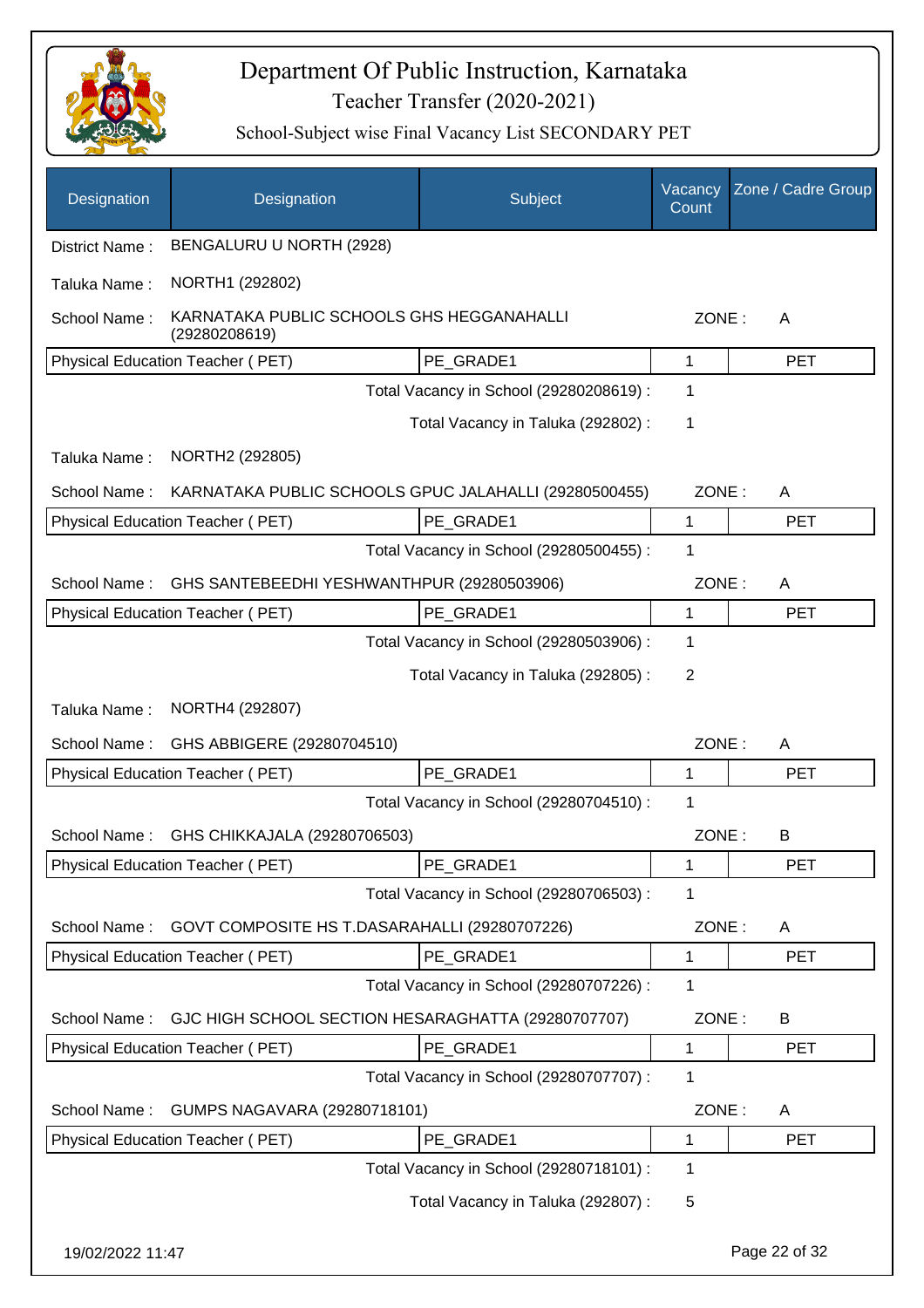# Department Of Public Instruction, Karnataka

Teacher Transfer (2020-2021)

School-Subject wise Final Vacancy List SECONDARY PET

| Designation | Designation | Subject | Vacancy Count | Zone / Cadre Group |
|---|---|---|---|---|

District Name : BENGALURU U NORTH (2928)

Taluka Name : NORTH1 (292802)

School Name : KARNATAKA PUBLIC SCHOOLS GHS HEGGANAHALLI (29280208619) — ZONE : A

| Physical Education Teacher ( PET) | PE_GRADE1 | 1 | PET |
|---|---|---|---|

Total Vacancy in School (29280208619) : 1

Total Vacancy in Taluka (292802) : 1

Taluka Name : NORTH2 (292805)

School Name : KARNATAKA PUBLIC SCHOOLS GPUC JALAHALLI (29280500455) — ZONE : A

| Physical Education Teacher ( PET) | PE_GRADE1 | 1 | PET |
|---|---|---|---|

Total Vacancy in School (29280500455) : 1

School Name : GHS SANTEBEEDHI YESHWANTHPUR (29280503906) — ZONE : A

| Physical Education Teacher ( PET) | PE_GRADE1 | 1 | PET |
|---|---|---|---|

Total Vacancy in School (29280503906) : 1

Total Vacancy in Taluka (292805) : 2

Taluka Name : NORTH4 (292807)

School Name : GHS ABBIGERE (29280704510) — ZONE : A

| Physical Education Teacher ( PET) | PE_GRADE1 | 1 | PET |
|---|---|---|---|

Total Vacancy in School (29280704510) : 1

School Name : GHS CHIKKAJALA (29280706503) — ZONE : B

| Physical Education Teacher ( PET) | PE_GRADE1 | 1 | PET |
|---|---|---|---|

Total Vacancy in School (29280706503) : 1

School Name : GOVT COMPOSITE HS T.DASARAHALLI (29280707226) — ZONE : A

| Physical Education Teacher ( PET) | PE_GRADE1 | 1 | PET |
|---|---|---|---|

Total Vacancy in School (29280707226) : 1

School Name : GJC HIGH SCHOOL SECTION HESARAGHATTA (29280707707) — ZONE : B

| Physical Education Teacher ( PET) | PE_GRADE1 | 1 | PET |
|---|---|---|---|

Total Vacancy in School (29280707707) : 1

School Name : GUMPS NAGAVARA (29280718101) — ZONE : A

| Physical Education Teacher ( PET) | PE_GRADE1 | 1 | PET |
|---|---|---|---|

Total Vacancy in School (29280718101) : 1

Total Vacancy in Taluka (292807) : 5

19/02/2022 11:47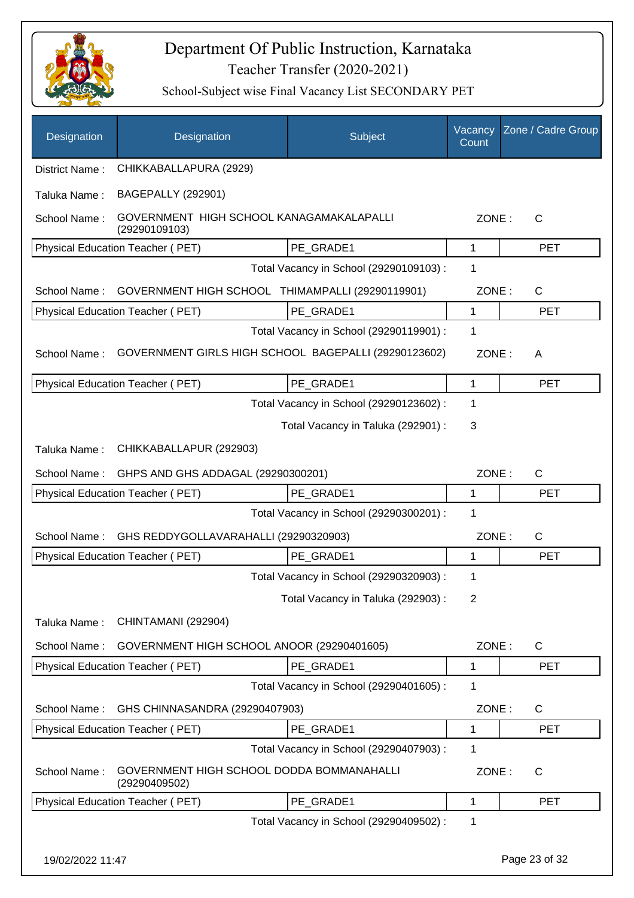# Department Of Public Instruction, Karnataka

## Teacher Transfer (2020-2021)

### School-Subject wise Final Vacancy List SECONDARY PET

| Designation | Designation | Subject | Vacancy Count | Zone / Cadre Group |
|---|---|---|---|---|
| District Name : | CHIKKABALLAPURA (2929) | | | |
| Taluka Name : | BAGEPALLY (292901) | | | |
| School Name : | GOVERNMENT HIGH SCHOOL KANAGAMAKALAPALLI (29290109103) | | ZONE : | C |
| Physical Education Teacher ( PET) | | PE_GRADE1 | 1 | PET |
| | | Total Vacancy in School (29290109103) : | 1 | |
| School Name : | GOVERNMENT HIGH SCHOOL THIMAMPALLI (29290119901) | | ZONE : | C |
| Physical Education Teacher ( PET) | | PE_GRADE1 | 1 | PET |
| | | Total Vacancy in School (29290119901) : | 1 | |
| School Name : | GOVERNMENT GIRLS HIGH SCHOOL BAGEPALLI (29290123602) | | ZONE : | A |
| Physical Education Teacher ( PET) | | PE_GRADE1 | 1 | PET |
| | | Total Vacancy in School (29290123602) : | 1 | |
| | | Total Vacancy in Taluka (292901) : | 3 | |
| Taluka Name : | CHIKKABALLAPUR (292903) | | | |
| School Name : | GHPS AND GHS ADDAGAL (29290300201) | | ZONE : | C |
| Physical Education Teacher ( PET) | | PE_GRADE1 | 1 | PET |
| | | Total Vacancy in School (29290300201) : | 1 | |
| School Name : | GHS REDDYGOLLAVARAHALLI (29290320903) | | ZONE : | C |
| Physical Education Teacher ( PET) | | PE_GRADE1 | 1 | PET |
| | | Total Vacancy in School (29290320903) : | 1 | |
| | | Total Vacancy in Taluka (292903) : | 2 | |
| Taluka Name : | CHINTAMANI (292904) | | | |
| School Name : | GOVERNMENT HIGH SCHOOL ANOOR (29290401605) | | ZONE : | C |
| Physical Education Teacher ( PET) | | PE_GRADE1 | 1 | PET |
| | | Total Vacancy in School (29290401605) : | 1 | |
| School Name : | GHS CHINNASANDRA (29290407903) | | ZONE : | C |
| Physical Education Teacher ( PET) | | PE_GRADE1 | 1 | PET |
| | | Total Vacancy in School (29290407903) : | 1 | |
| School Name : | GOVERNMENT HIGH SCHOOL DODDA BOMMANAHALLI (29290409502) | | ZONE : | C |
| Physical Education Teacher ( PET) | | PE_GRADE1 | 1 | PET |
| | | Total Vacancy in School (29290409502) : | 1 | |

19/02/2022 11:47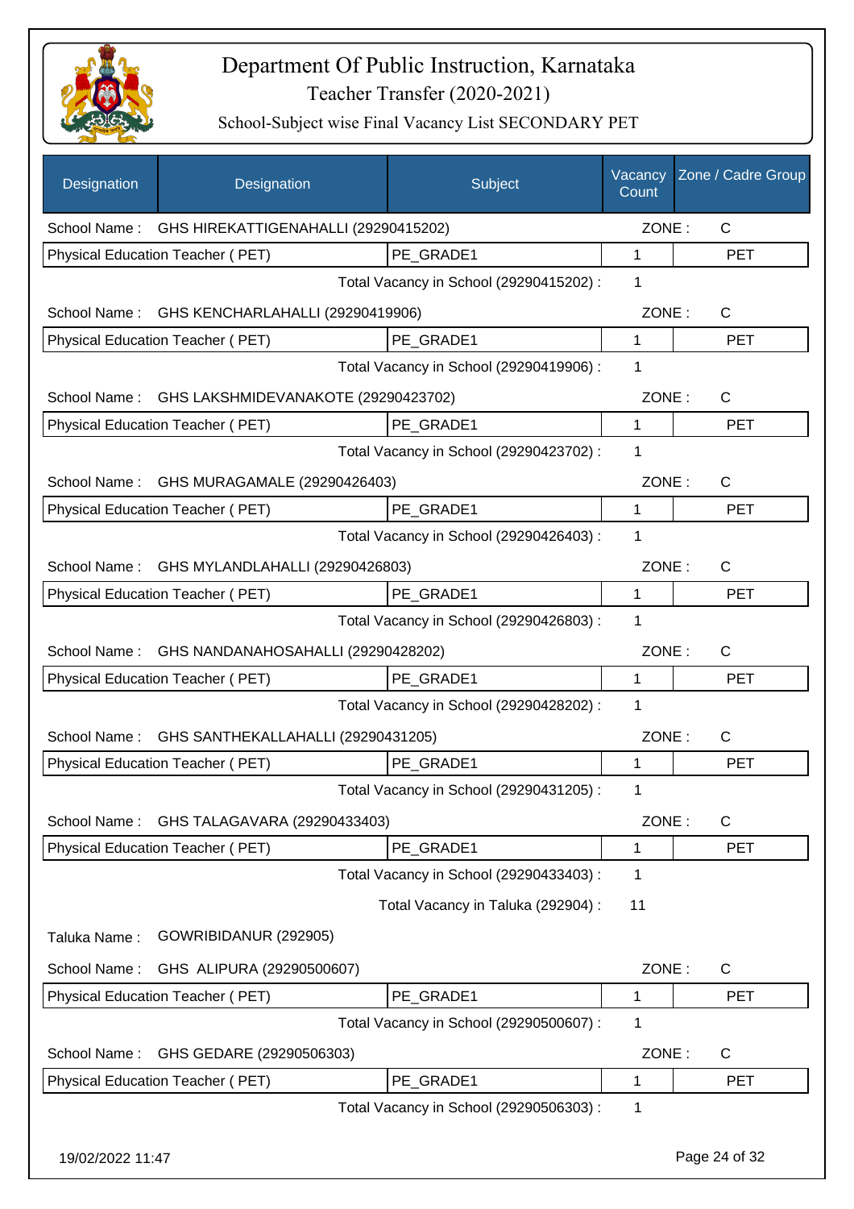# Department Of Public Instruction, Karnataka

## Teacher Transfer (2020-2021)

### School-Subject wise Final Vacancy List SECONDARY PET

| Designation | Designation | Subject | Vacancy Count | Zone / Cadre Group |
|---|---|---|---|---|
| School Name : | GHS HIREKATTIGENAHALLI (29290415202) | | ZONE : | C |
| Physical Education Teacher ( PET) | | PE_GRADE1 | 1 | PET |
| | | Total Vacancy in School (29290415202) : | 1 | |
| School Name : | GHS KENCHARLAHALLI (29290419906) | | ZONE : | C |
| Physical Education Teacher ( PET) | | PE_GRADE1 | 1 | PET |
| | | Total Vacancy in School (29290419906) : | 1 | |
| School Name : | GHS LAKSHMIDEVANAKOTE (29290423702) | | ZONE : | C |
| Physical Education Teacher ( PET) | | PE_GRADE1 | 1 | PET |
| | | Total Vacancy in School (29290423702) : | 1 | |
| School Name : | GHS MURAGAMALE (29290426403) | | ZONE : | C |
| Physical Education Teacher ( PET) | | PE_GRADE1 | 1 | PET |
| | | Total Vacancy in School (29290426403) : | 1 | |
| School Name : | GHS MYLANDLAHALLI (29290426803) | | ZONE : | C |
| Physical Education Teacher ( PET) | | PE_GRADE1 | 1 | PET |
| | | Total Vacancy in School (29290426803) : | 1 | |
| School Name : | GHS NANDANAHOSAHALLI (29290428202) | | ZONE : | C |
| Physical Education Teacher ( PET) | | PE_GRADE1 | 1 | PET |
| | | Total Vacancy in School (29290428202) : | 1 | |
| School Name : | GHS SANTHEKALLAHALLI (29290431205) | | ZONE : | C |
| Physical Education Teacher ( PET) | | PE_GRADE1 | 1 | PET |
| | | Total Vacancy in School (29290431205) : | 1 | |
| School Name : | GHS TALAGAVARA (29290433403) | | ZONE : | C |
| Physical Education Teacher ( PET) | | PE_GRADE1 | 1 | PET |
| | | Total Vacancy in School (29290433403) : | 1 | |
| | | Total Vacancy in Taluka (292904) : | 11 | |
| Taluka Name : | GOWRIBIDANUR (292905) | | | |
| School Name : | GHS ALIPURA (29290500607) | | ZONE : | C |
| Physical Education Teacher ( PET) | | PE_GRADE1 | 1 | PET |
| | | Total Vacancy in School (29290500607) : | 1 | |
| School Name : | GHS GEDARE (29290506303) | | ZONE : | C |
| Physical Education Teacher ( PET) | | PE_GRADE1 | 1 | PET |
| | | Total Vacancy in School (29290506303) : | 1 | |

19/02/2022 11:47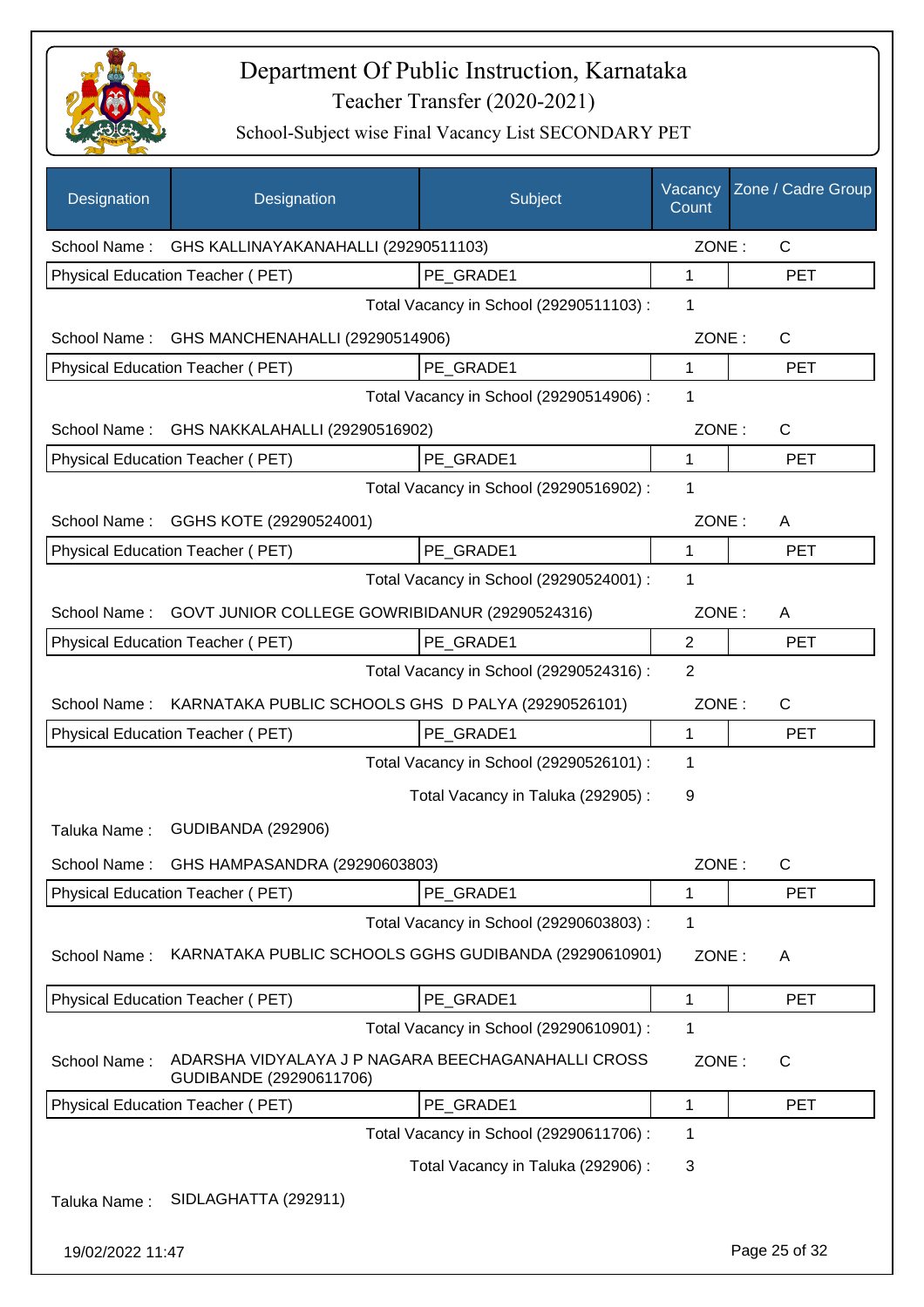# Department Of Public Instruction, Karnataka

## Teacher Transfer (2020-2021)

### School-Subject wise Final Vacancy List SECONDARY PET

| Designation | Designation | Subject | Vacancy Count | Zone / Cadre Group |
|---|---|---|---|---|
| School Name : | GHS KALLINAYAKANAHALLI (29290511103) | | ZONE : | C |
| Physical Education Teacher ( PET) | | PE_GRADE1 | 1 | PET |
| | | Total Vacancy in School (29290511103) : | 1 | |
| School Name : | GHS MANCHENAHALLI (29290514906) | | ZONE : | C |
| Physical Education Teacher ( PET) | | PE_GRADE1 | 1 | PET |
| | | Total Vacancy in School (29290514906) : | 1 | |
| School Name : | GHS NAKKALAHALLI (29290516902) | | ZONE : | C |
| Physical Education Teacher ( PET) | | PE_GRADE1 | 1 | PET |
| | | Total Vacancy in School (29290516902) : | 1 | |
| School Name : | GGHS KOTE (29290524001) | | ZONE : | A |
| Physical Education Teacher ( PET) | | PE_GRADE1 | 1 | PET |
| | | Total Vacancy in School (29290524001) : | 1 | |
| School Name : | GOVT JUNIOR COLLEGE GOWRIBIDANUR (29290524316) | | ZONE : | A |
| Physical Education Teacher ( PET) | | PE_GRADE1 | 2 | PET |
| | | Total Vacancy in School (29290524316) : | 2 | |
| School Name : | KARNATAKA PUBLIC SCHOOLS GHS D PALYA (29290526101) | | ZONE : | C |
| Physical Education Teacher ( PET) | | PE_GRADE1 | 1 | PET |
| | | Total Vacancy in School (29290526101) : | 1 | |
| | | Total Vacancy in Taluka (292905) : | 9 | |
| Taluka Name : | GUDIBANDA (292906) | | | |
| School Name : | GHS HAMPASANDRA (29290603803) | | ZONE : | C |
| Physical Education Teacher ( PET) | | PE_GRADE1 | 1 | PET |
| | | Total Vacancy in School (29290603803) : | 1 | |
| School Name : | KARNATAKA PUBLIC SCHOOLS GGHS GUDIBANDA (29290610901) | | ZONE : | A |
| Physical Education Teacher ( PET) | | PE_GRADE1 | 1 | PET |
| | | Total Vacancy in School (29290610901) : | 1 | |
| School Name : | ADARSHA VIDYALAYA J P NAGARA BEECHAGANAHALLI CROSS GUDIBANDE (29290611706) | | ZONE : | C |
| Physical Education Teacher ( PET) | | PE_GRADE1 | 1 | PET |
| | | Total Vacancy in School (29290611706) : | 1 | |
| | | Total Vacancy in Taluka (292906) : | 3 | |
| Taluka Name : | SIDLAGHATTA (292911) | | | |

19/02/2022 11:47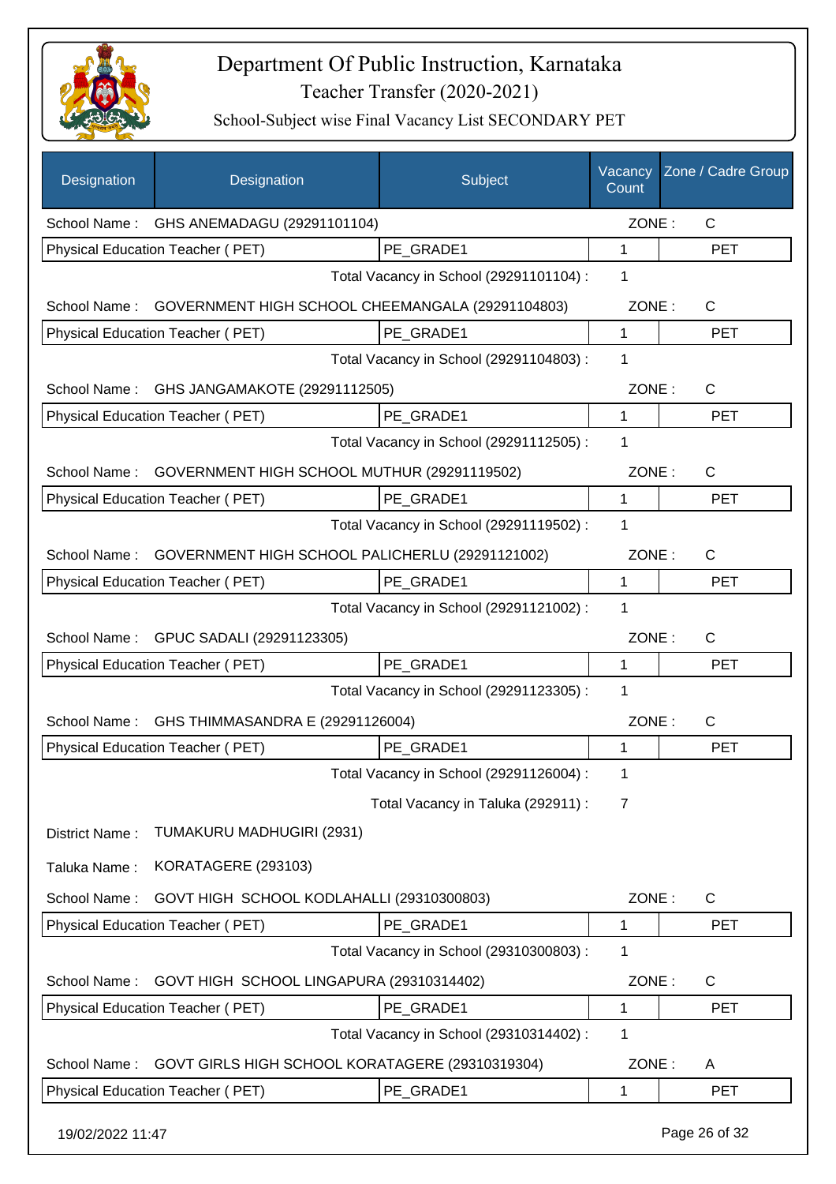# Department Of Public Instruction, Karnataka

## Teacher Transfer (2020-2021)

### School-Subject wise Final Vacancy List SECONDARY PET

| Designation | Designation | Subject | Vacancy Count | Zone / Cadre Group |
|---|---|---|---|---|
| School Name : | GHS ANEMADAGU (29291101104) | | ZONE : | C |
| Physical Education Teacher ( PET) | | PE_GRADE1 | 1 | PET |
| | | Total Vacancy in School (29291101104) : | 1 | |
| School Name : | GOVERNMENT HIGH SCHOOL CHEEMANGALA (29291104803) | | ZONE : | C |
| Physical Education Teacher ( PET) | | PE_GRADE1 | 1 | PET |
| | | Total Vacancy in School (29291104803) : | 1 | |
| School Name : | GHS JANGAMAKOTE (29291112505) | | ZONE : | C |
| Physical Education Teacher ( PET) | | PE_GRADE1 | 1 | PET |
| | | Total Vacancy in School (29291112505) : | 1 | |
| School Name : | GOVERNMENT HIGH SCHOOL MUTHUR (29291119502) | | ZONE : | C |
| Physical Education Teacher ( PET) | | PE_GRADE1 | 1 | PET |
| | | Total Vacancy in School (29291119502) : | 1 | |
| School Name : | GOVERNMENT HIGH SCHOOL PALICHERLU (29291121002) | | ZONE : | C |
| Physical Education Teacher ( PET) | | PE_GRADE1 | 1 | PET |
| | | Total Vacancy in School (29291121002) : | 1 | |
| School Name : | GPUC SADALI (29291123305) | | ZONE : | C |
| Physical Education Teacher ( PET) | | PE_GRADE1 | 1 | PET |
| | | Total Vacancy in School (29291123305) : | 1 | |
| School Name : | GHS THIMMASANDRA E (29291126004) | | ZONE : | C |
| Physical Education Teacher ( PET) | | PE_GRADE1 | 1 | PET |
| | | Total Vacancy in School (29291126004) : | 1 | |
| | | Total Vacancy in Taluka (292911) : | 7 | |
| District Name : | TUMAKURU MADHUGIRI (2931) | | | |
| Taluka Name : | KORATAGERE (293103) | | | |
| School Name : | GOVT HIGH SCHOOL KODLAHALLI (29310300803) | | ZONE : | C |
| Physical Education Teacher ( PET) | | PE_GRADE1 | 1 | PET |
| | | Total Vacancy in School (29310300803) : | 1 | |
| School Name : | GOVT HIGH SCHOOL LINGAPURA (29310314402) | | ZONE : | C |
| Physical Education Teacher ( PET) | | PE_GRADE1 | 1 | PET |
| | | Total Vacancy in School (29310314402) : | 1 | |
| School Name : | GOVT GIRLS HIGH SCHOOL KORATAGERE (29310319304) | | ZONE : | A |
| Physical Education Teacher ( PET) | | PE_GRADE1 | 1 | PET |

19/02/2022 11:47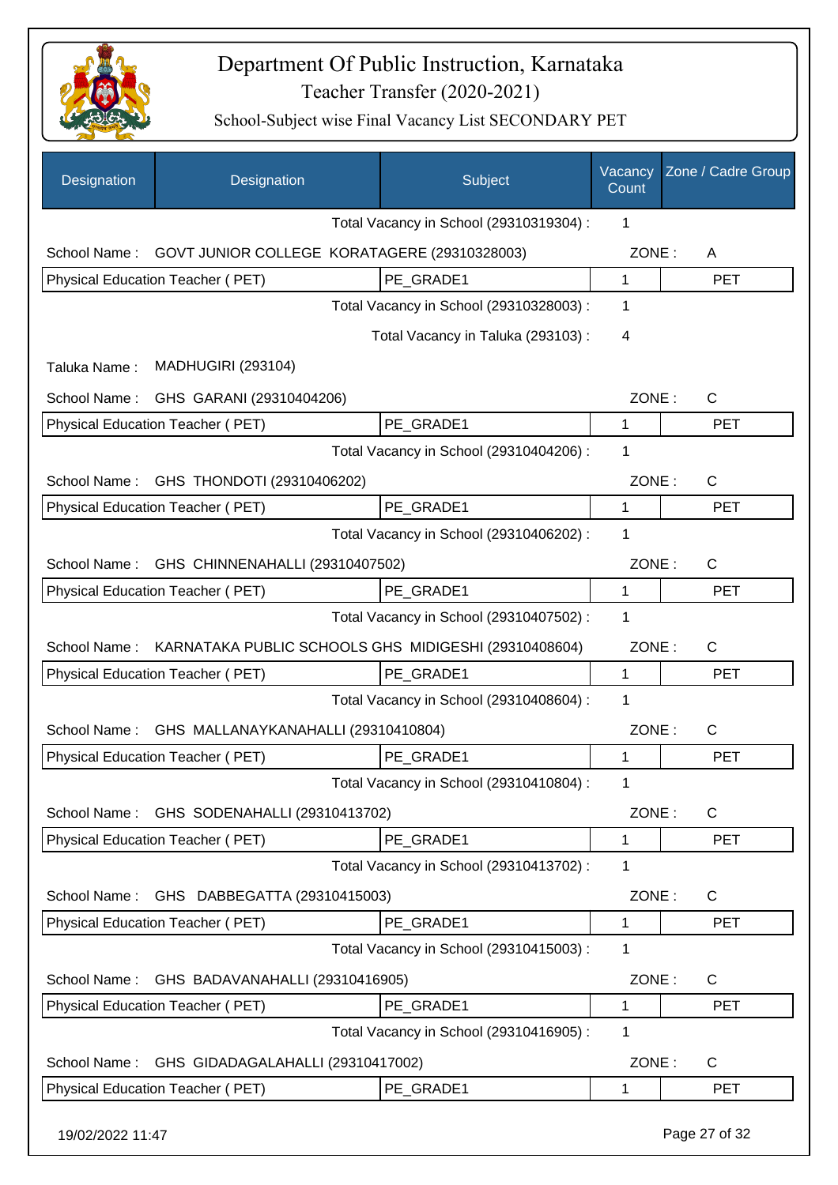# Department Of Public Instruction, Karnataka

Teacher Transfer (2020-2021)

School-Subject wise Final Vacancy List SECONDARY PET

| Designation | Designation | Subject | Vacancy Count | Zone / Cadre Group |
|---|---|---|---|---|
| | | Total Vacancy in School (29310319304) : | 1 | |
| School Name : | GOVT JUNIOR COLLEGE KORATAGERE (29310328003) | | ZONE : | A |
| Physical Education Teacher ( PET) | | PE_GRADE1 | 1 | PET |
| | | Total Vacancy in School (29310328003) : | 1 | |
| | | Total Vacancy in Taluka (293103) : | 4 | |
| Taluka Name : | MADHUGIRI (293104) | | | |
| School Name : | GHS GARANI (29310404206) | | ZONE : | C |
| Physical Education Teacher ( PET) | | PE_GRADE1 | 1 | PET |
| | | Total Vacancy in School (29310404206) : | 1 | |
| School Name : | GHS THONDOTI (29310406202) | | ZONE : | C |
| Physical Education Teacher ( PET) | | PE_GRADE1 | 1 | PET |
| | | Total Vacancy in School (29310406202) : | 1 | |
| School Name : | GHS CHINNENAHALLI (29310407502) | | ZONE : | C |
| Physical Education Teacher ( PET) | | PE_GRADE1 | 1 | PET |
| | | Total Vacancy in School (29310407502) : | 1 | |
| School Name : | KARNATAKA PUBLIC SCHOOLS GHS MIDIGESHI (29310408604) | | ZONE : | C |
| Physical Education Teacher ( PET) | | PE_GRADE1 | 1 | PET |
| | | Total Vacancy in School (29310408604) : | 1 | |
| School Name : | GHS MALLANAYKANAHALLI (29310410804) | | ZONE : | C |
| Physical Education Teacher ( PET) | | PE_GRADE1 | 1 | PET |
| | | Total Vacancy in School (29310410804) : | 1 | |
| School Name : | GHS SODENAHALLI (29310413702) | | ZONE : | C |
| Physical Education Teacher ( PET) | | PE_GRADE1 | 1 | PET |
| | | Total Vacancy in School (29310413702) : | 1 | |
| School Name : | GHS DABBEGATTA (29310415003) | | ZONE : | C |
| Physical Education Teacher ( PET) | | PE_GRADE1 | 1 | PET |
| | | Total Vacancy in School (29310415003) : | 1 | |
| School Name : | GHS BADAVANAHALLI (29310416905) | | ZONE : | C |
| Physical Education Teacher ( PET) | | PE_GRADE1 | 1 | PET |
| | | Total Vacancy in School (29310416905) : | 1 | |
| School Name : | GHS GIDADAGALAHALLI (29310417002) | | ZONE : | C |
| Physical Education Teacher ( PET) | | PE_GRADE1 | 1 | PET |

19/02/2022 11:47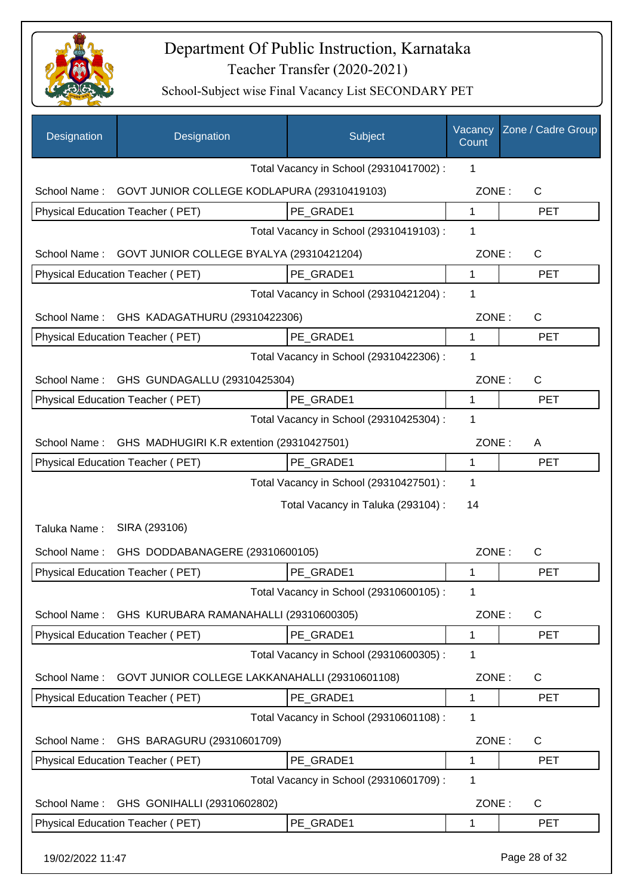# Department Of Public Instruction, Karnataka

Teacher Transfer (2020-2021)

School-Subject wise Final Vacancy List SECONDARY PET

| Designation | Designation | Subject | Vacancy Count | Zone / Cadre Group |
|---|---|---|---|---|
| | | Total Vacancy in School (29310417002) : | 1 | |
| School Name : | GOVT JUNIOR COLLEGE KODLAPURA (29310419103) | | ZONE : | C |
| Physical Education Teacher ( PET) | | PE_GRADE1 | 1 | PET |
| | | Total Vacancy in School (29310419103) : | 1 | |
| School Name : | GOVT JUNIOR COLLEGE BYALYA (29310421204) | | ZONE : | C |
| Physical Education Teacher ( PET) | | PE_GRADE1 | 1 | PET |
| | | Total Vacancy in School (29310421204) : | 1 | |
| School Name : | GHS KADAGATHURU (29310422306) | | ZONE : | C |
| Physical Education Teacher ( PET) | | PE_GRADE1 | 1 | PET |
| | | Total Vacancy in School (29310422306) : | 1 | |
| School Name : | GHS GUNDAGALLU (29310425304) | | ZONE : | C |
| Physical Education Teacher ( PET) | | PE_GRADE1 | 1 | PET |
| | | Total Vacancy in School (29310425304) : | 1 | |
| School Name : | GHS MADHUGIRI K.R extention (29310427501) | | ZONE : | A |
| Physical Education Teacher ( PET) | | PE_GRADE1 | 1 | PET |
| | | Total Vacancy in School (29310427501) : | 1 | |
| | | Total Vacancy in Taluka (293104) : | 14 | |
| Taluka Name : | SIRA (293106) | | | |
| School Name : | GHS DODDABANAGERE (29310600105) | | ZONE : | C |
| Physical Education Teacher ( PET) | | PE_GRADE1 | 1 | PET |
| | | Total Vacancy in School (29310600105) : | 1 | |
| School Name : | GHS KURUBARA RAMANAHALLI (29310600305) | | ZONE : | C |
| Physical Education Teacher ( PET) | | PE_GRADE1 | 1 | PET |
| | | Total Vacancy in School (29310600305) : | 1 | |
| School Name : | GOVT JUNIOR COLLEGE LAKKANAHALLI (29310601108) | | ZONE : | C |
| Physical Education Teacher ( PET) | | PE_GRADE1 | 1 | PET |
| | | Total Vacancy in School (29310601108) : | 1 | |
| School Name : | GHS BARAGURU (29310601709) | | ZONE : | C |
| Physical Education Teacher ( PET) | | PE_GRADE1 | 1 | PET |
| | | Total Vacancy in School (29310601709) : | 1 | |
| School Name : | GHS GONIHALLI (29310602802) | | ZONE : | C |
| Physical Education Teacher ( PET) | | PE_GRADE1 | 1 | PET |

19/02/2022 11:47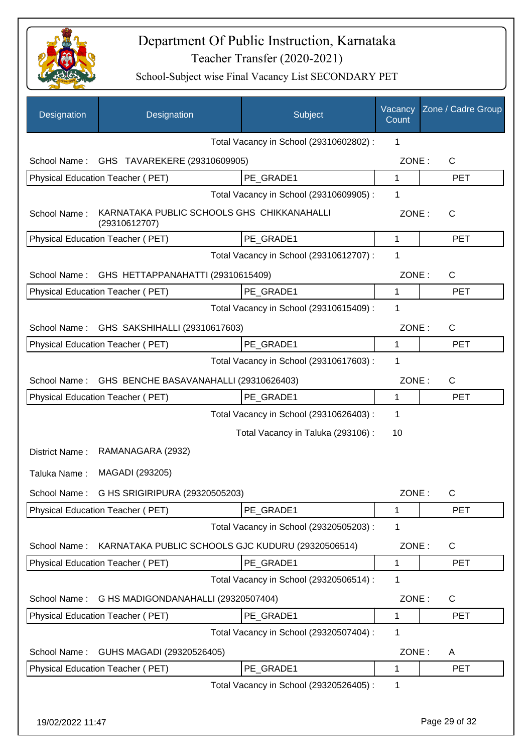# Department Of Public Instruction, Karnataka

## Teacher Transfer (2020-2021)

### School-Subject wise Final Vacancy List SECONDARY PET

| Designation | Designation | Subject | Vacancy Count | Zone / Cadre Group |
|---|---|---|---|---|
| | | Total Vacancy in School (29310602802) : | 1 | |
| School Name : GHS TAVAREKERE (29310609905) | | | ZONE : | C |
| Physical Education Teacher ( PET) | | PE_GRADE1 | 1 | PET |
| | | Total Vacancy in School (29310609905) : | 1 | |
| School Name : KARNATAKA PUBLIC SCHOOLS GHS CHIKKANAHALLI (29310612707) | | | ZONE : | C |
| Physical Education Teacher ( PET) | | PE_GRADE1 | 1 | PET |
| | | Total Vacancy in School (29310612707) : | 1 | |
| School Name : GHS HETTAPPANAHATTI (29310615409) | | | ZONE : | C |
| Physical Education Teacher ( PET) | | PE_GRADE1 | 1 | PET |
| | | Total Vacancy in School (29310615409) : | 1 | |
| School Name : GHS SAKSHIHALLI (29310617603) | | | ZONE : | C |
| Physical Education Teacher ( PET) | | PE_GRADE1 | 1 | PET |
| | | Total Vacancy in School (29310617603) : | 1 | |
| School Name : GHS BENCHE BASAVANAHALLI (29310626403) | | | ZONE : | C |
| Physical Education Teacher ( PET) | | PE_GRADE1 | 1 | PET |
| | | Total Vacancy in School (29310626403) : | 1 | |
| | | Total Vacancy in Taluka (293106) : | 10 | |
| District Name : RAMANAGARA (2932) | | | | |
| Taluka Name : MAGADI (293205) | | | | |
| School Name : G HS SRIGIRIPURA (29320505203) | | | ZONE : | C |
| Physical Education Teacher ( PET) | | PE_GRADE1 | 1 | PET |
| | | Total Vacancy in School (29320505203) : | 1 | |
| School Name : KARNATAKA PUBLIC SCHOOLS GJC KUDURU (29320506514) | | | ZONE : | C |
| Physical Education Teacher ( PET) | | PE_GRADE1 | 1 | PET |
| | | Total Vacancy in School (29320506514) : | 1 | |
| School Name : G HS MADIGONDANAHALLI (29320507404) | | | ZONE : | C |
| Physical Education Teacher ( PET) | | PE_GRADE1 | 1 | PET |
| | | Total Vacancy in School (29320507404) : | 1 | |
| School Name : GUHS MAGADI (29320526405) | | | ZONE : | A |
| Physical Education Teacher ( PET) | | PE_GRADE1 | 1 | PET |
| | | Total Vacancy in School (29320526405) : | 1 | |

19/02/2022 11:47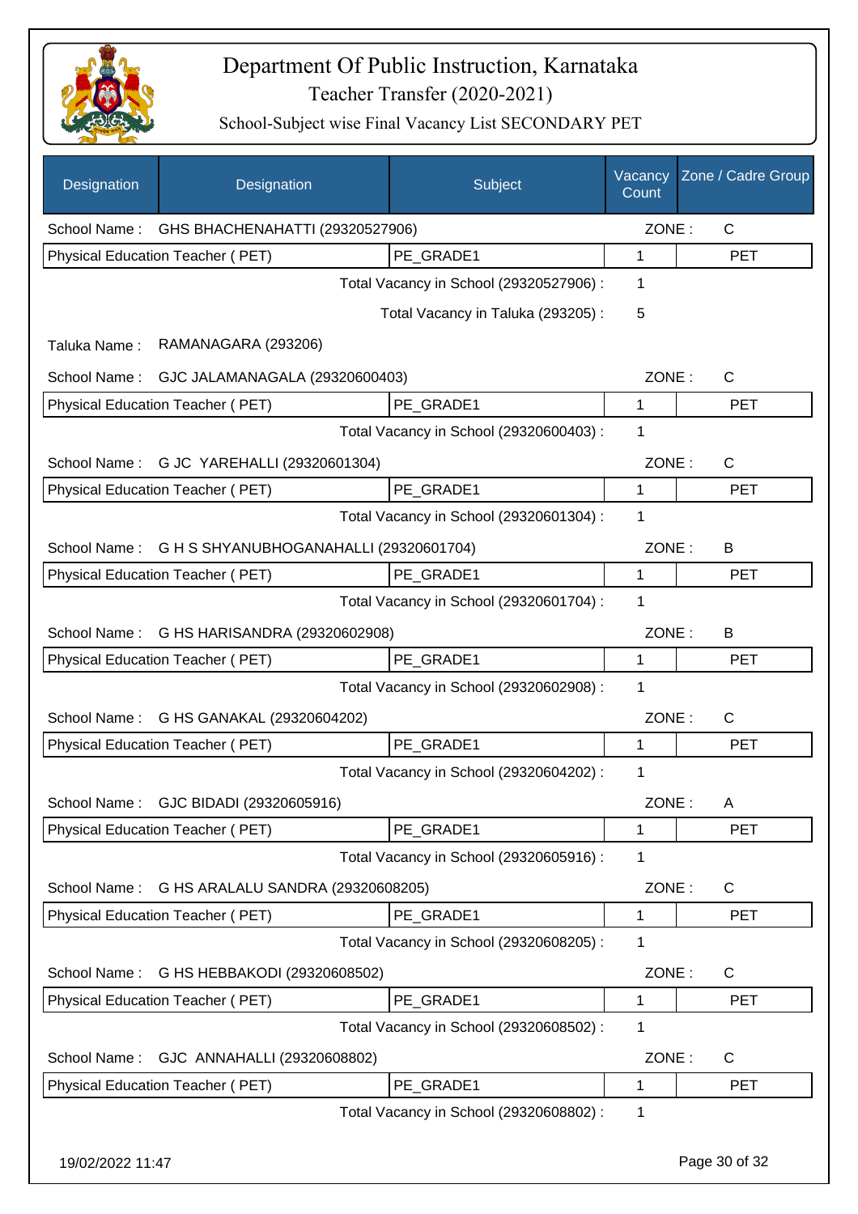# Department Of Public Instruction, Karnataka

## Teacher Transfer (2020-2021)

### School-Subject wise Final Vacancy List SECONDARY PET

| Designation | Designation | Subject | Vacancy Count | Zone / Cadre Group |
|---|---|---|---|---|
| School Name : | GHS BHACHENAHATTI (29320527906) | | ZONE : | C |
| Physical Education Teacher ( PET) | | PE_GRADE1 | 1 | PET |
| | | Total Vacancy in School (29320527906) : | 1 | |
| | | Total Vacancy in Taluka (293205) : | 5 | |
| Taluka Name : | RAMANAGARA (293206) | | | |
| School Name : | GJC JALAMANAGALA (29320600403) | | ZONE : | C |
| Physical Education Teacher ( PET) | | PE_GRADE1 | 1 | PET |
| | | Total Vacancy in School (29320600403) : | 1 | |
| School Name : | G JC YAREHALLI (29320601304) | | ZONE : | C |
| Physical Education Teacher ( PET) | | PE_GRADE1 | 1 | PET |
| | | Total Vacancy in School (29320601304) : | 1 | |
| School Name : | G H S SHYANUBHOGANAHALLI (29320601704) | | ZONE : | B |
| Physical Education Teacher ( PET) | | PE_GRADE1 | 1 | PET |
| | | Total Vacancy in School (29320601704) : | 1 | |
| School Name : | G HS HARISANDRA (29320602908) | | ZONE : | B |
| Physical Education Teacher ( PET) | | PE_GRADE1 | 1 | PET |
| | | Total Vacancy in School (29320602908) : | 1 | |
| School Name : | G HS GANAKAL (29320604202) | | ZONE : | C |
| Physical Education Teacher ( PET) | | PE_GRADE1 | 1 | PET |
| | | Total Vacancy in School (29320604202) : | 1 | |
| School Name : | GJC BIDADI (29320605916) | | ZONE : | A |
| Physical Education Teacher ( PET) | | PE_GRADE1 | 1 | PET |
| | | Total Vacancy in School (29320605916) : | 1 | |
| School Name : | G HS ARALALU SANDRA (29320608205) | | ZONE : | C |
| Physical Education Teacher ( PET) | | PE_GRADE1 | 1 | PET |
| | | Total Vacancy in School (29320608205) : | 1 | |
| School Name : | G HS HEBBAKODI (29320608502) | | ZONE : | C |
| Physical Education Teacher ( PET) | | PE_GRADE1 | 1 | PET |
| | | Total Vacancy in School (29320608502) : | 1 | |
| School Name : | GJC ANNAHALLI (29320608802) | | ZONE : | C |
| Physical Education Teacher ( PET) | | PE_GRADE1 | 1 | PET |
| | | Total Vacancy in School (29320608802) : | 1 | |

19/02/2022 11:47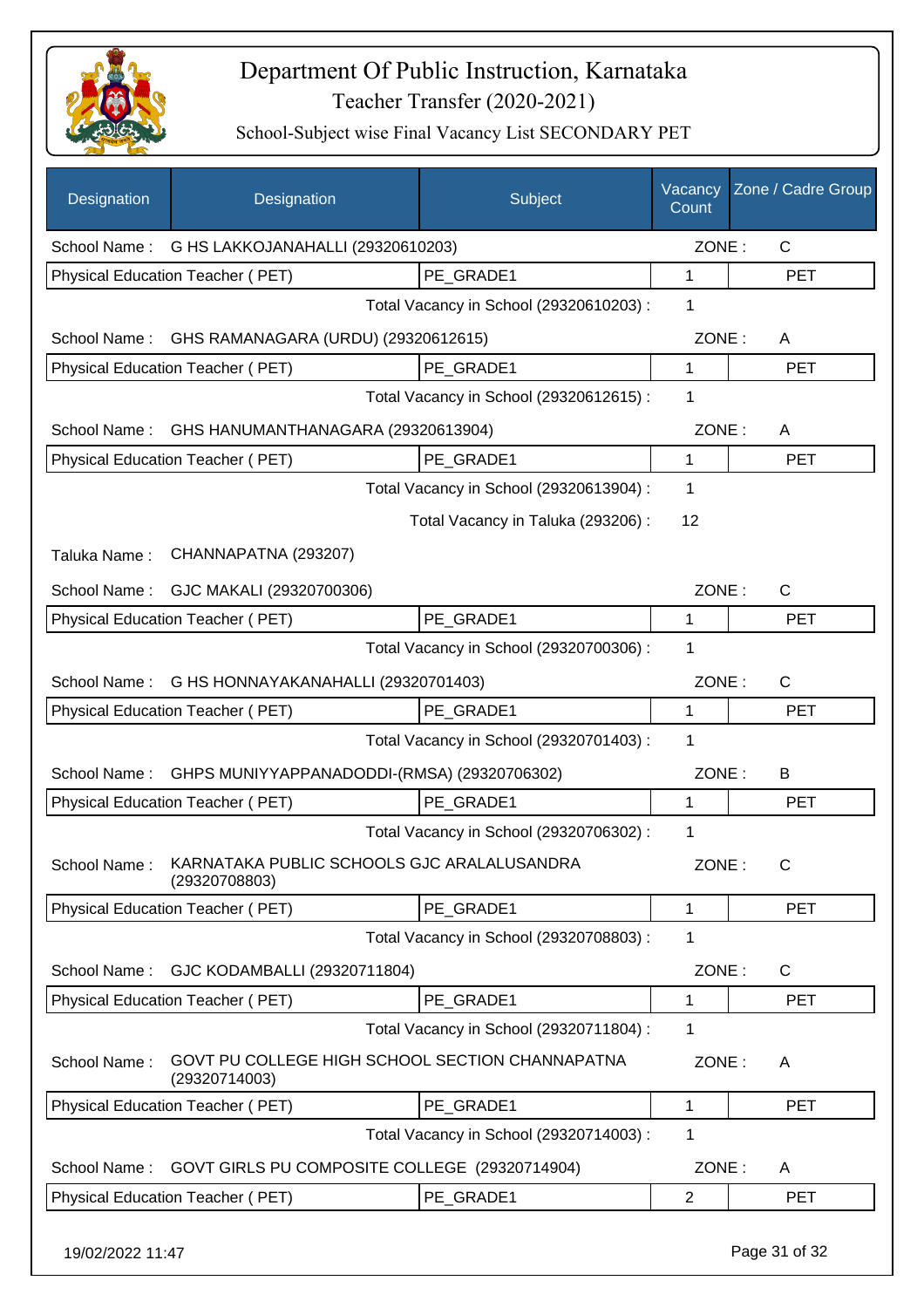# Department Of Public Instruction, Karnataka

## Teacher Transfer (2020-2021)

### School-Subject wise Final Vacancy List SECONDARY PET

| Designation | Designation | Subject | Vacancy Count | Zone / Cadre Group |
|---|---|---|---|---|
| School Name : | G HS LAKKOJANAHALLI (29320610203) | | ZONE : | C |
| Physical Education Teacher ( PET) | | PE_GRADE1 | 1 | PET |
| | | Total Vacancy in School (29320610203) : | 1 | |
| School Name : | GHS RAMANAGARA (URDU) (29320612615) | | ZONE : | A |
| Physical Education Teacher ( PET) | | PE_GRADE1 | 1 | PET |
| | | Total Vacancy in School (29320612615) : | 1 | |
| School Name : | GHS HANUMANTHANAGARA (29320613904) | | ZONE : | A |
| Physical Education Teacher ( PET) | | PE_GRADE1 | 1 | PET |
| | | Total Vacancy in School (29320613904) : | 1 | |
| | | Total Vacancy in Taluka (293206) : | 12 | |
| Taluka Name : | CHANNAPATNA (293207) | | | |
| School Name : | GJC MAKALI (29320700306) | | ZONE : | C |
| Physical Education Teacher ( PET) | | PE_GRADE1 | 1 | PET |
| | | Total Vacancy in School (29320700306) : | 1 | |
| School Name : | G HS HONNAYAKANAHALLI (29320701403) | | ZONE : | C |
| Physical Education Teacher ( PET) | | PE_GRADE1 | 1 | PET |
| | | Total Vacancy in School (29320701403) : | 1 | |
| School Name : | GHPS MUNIYYAPPANADODDI-(RMSA) (29320706302) | | ZONE : | B |
| Physical Education Teacher ( PET) | | PE_GRADE1 | 1 | PET |
| | | Total Vacancy in School (29320706302) : | 1 | |
| School Name : | KARNATAKA PUBLIC SCHOOLS GJC ARALALUSANDRA (29320708803) | | ZONE : | C |
| Physical Education Teacher ( PET) | | PE_GRADE1 | 1 | PET |
| | | Total Vacancy in School (29320708803) : | 1 | |
| School Name : | GJC KODAMBALLI (29320711804) | | ZONE : | C |
| Physical Education Teacher ( PET) | | PE_GRADE1 | 1 | PET |
| | | Total Vacancy in School (29320711804) : | 1 | |
| School Name : | GOVT PU COLLEGE HIGH SCHOOL SECTION CHANNAPATNA (29320714003) | | ZONE : | A |
| Physical Education Teacher ( PET) | | PE_GRADE1 | 1 | PET |
| | | Total Vacancy in School (29320714003) : | 1 | |
| School Name : | GOVT GIRLS PU COMPOSITE COLLEGE (29320714904) | | ZONE : | A |
| Physical Education Teacher ( PET) | | PE_GRADE1 | 2 | PET |

19/02/2022 11:47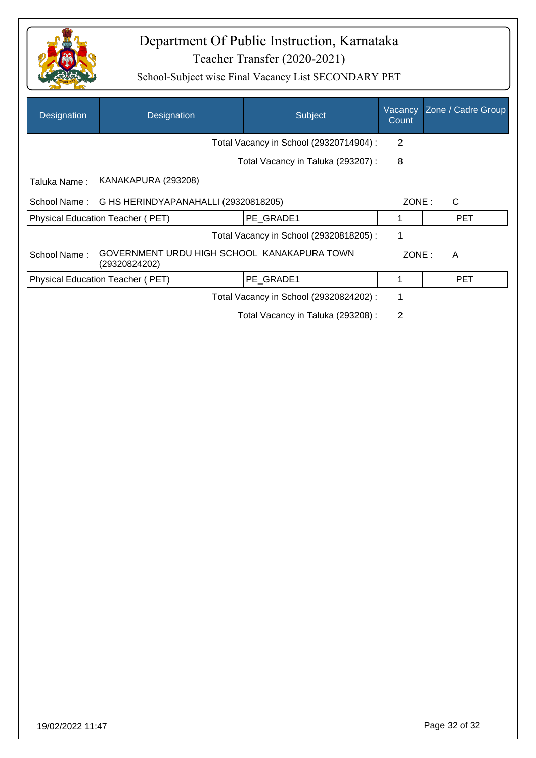# Department Of Public Instruction, Karnataka

## Teacher Transfer (2020-2021)

### School-Subject wise Final Vacancy List SECONDARY PET

| Designation | Designation | Subject | Vacancy Count | Zone / Cadre Group |
|---|---|---|---|---|
| | | Total Vacancy in School (29320714904) : | 2 | |
| | | Total Vacancy in Taluka (293207) : | 8 | |
| Taluka Name : | KANAKAPURA (293208) | | | |
| School Name : | G HS HERINDYAPANAHALLI (29320818205) | | ZONE : | C |
| Physical Education Teacher ( PET) | | PE_GRADE1 | 1 | PET |
| | | Total Vacancy in School (29320818205) : | 1 | |
| School Name : | GOVERNMENT URDU HIGH SCHOOL KANAKAPURA TOWN (29320824202) | | ZONE : | A |
| Physical Education Teacher ( PET) | | PE_GRADE1 | 1 | PET |
| | | Total Vacancy in School (29320824202) : | 1 | |
| | | Total Vacancy in Taluka (293208) : | 2 | |

19/02/2022 11:47